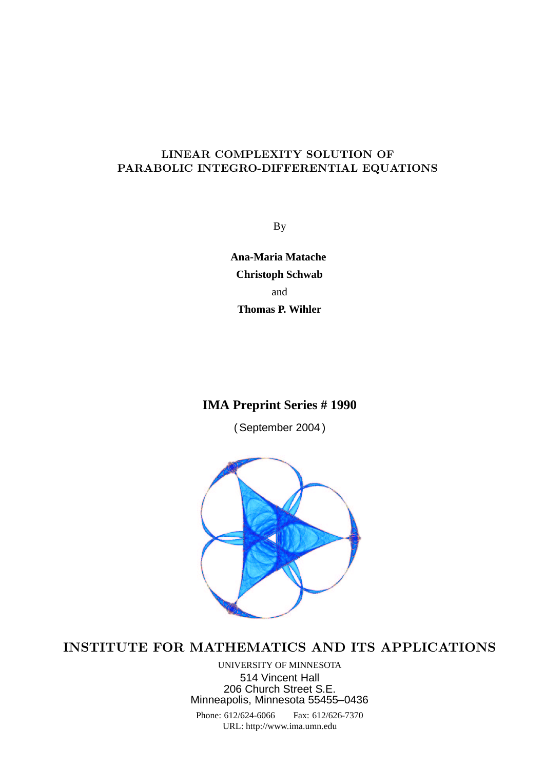# LINEAR COMPLEXITY SOLUTION OF PARABOLIC INTEGRO-DIFFERENTIAL EQUATIONS

By

**Ana-Maria Matache**

**Christoph Schwab**

and

**Thomas P. Wihler**

**IMA Preprint Series # 1990**

(September 2004)

**INSTITUTE FOR MATHEMATICS AND ITS APPLICATIONS**

UNIVERSITY OF MINNESOTA

514 Vincent Hall

206 Church Street S.E.

Minneapolis, Minnesota 55455–0436

Phone: 612/624-6066 Fax: 612/626-7370

URL: http://www.ima.umn.edu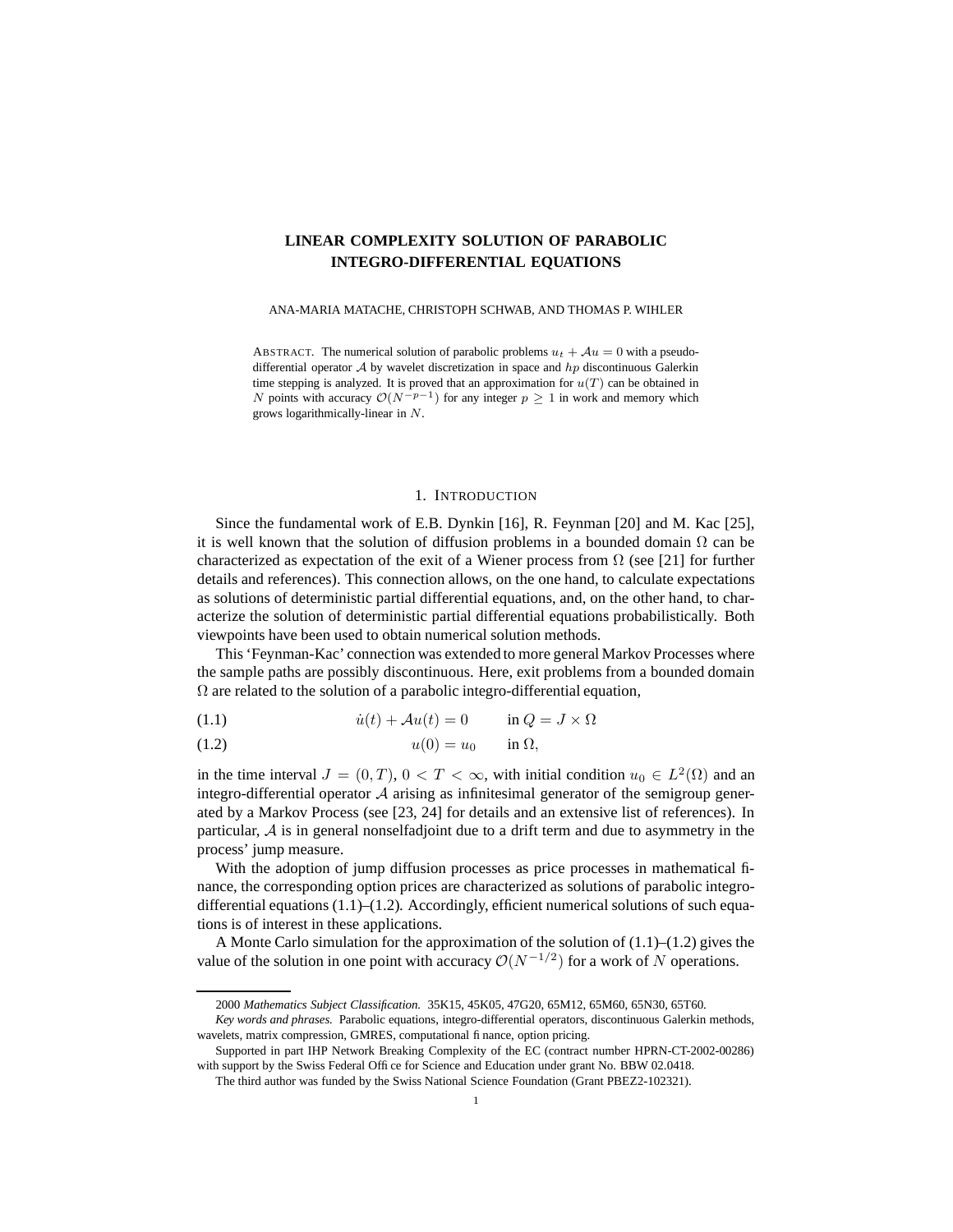# LINEAR COMPLEXITY SOLUTION OF PARABOLIC INTEGRO-DIFFERENTIAL EQUATIONS

ANA-MARIA MATACHE, CHRISTOPH SCHWAB, AND THOMAS P. WIHLER

ABSTRACT. The numerical solution of parabolic problems $u_t + \mathcal{A}u = 0$ with a pseudo-differential operator $\mathcal{A}$ by wavelet discretization in space and $hp$ discontinuous Galerkin time stepping is analyzed. It is proved that an approximation for $u(T)$ can be obtained in $N$ points with accuracy $\mathcal{O}(N^{-p-1})$ for any integer $p \geq 1$ in work and memory which grows logarithmically-linear in $N$.

## 1. INTRODUCTION

Since the fundamental work of E.B. Dynkin [16], R. Feynman [20] and M. Kac [25], it is well known that the solution of diffusion problems in a bounded domain $\Omega$ can be characterized as expectation of the exit of a Wiener process from $\Omega$ (see [21] for further details and references). This connection allows, on the one hand, to calculate expectations as solutions of deterministic partial differential equations, and, on the other hand, to characterize the solution of deterministic partial differential equations probabilistically. Both viewpoints have been used to obtain numerical solution methods.

This 'Feynman-Kac' connection was extended to more general Markov Processes where the sample paths are possibly discontinuous. Here, exit problems from a bounded domain $\Omega$ are related to the solution of a parabolic integro-differential equation,

$$\dot{u}(t) + \mathcal{A}u(t) = 0 \qquad \text{in } Q = J \times \Omega \tag{1.1}$$

$$u(0) = u_0 \qquad \text{in } \Omega, \tag{1.2}$$

in the time interval $J = (0, T)$, $0 < T < \infty$, with initial condition $u_0 \in L^2(\Omega)$ and an integro-differential operator $\mathcal{A}$ arising as infinitesimal generator of the semigroup generated by a Markov Process (see [23, 24] for details and an extensive list of references). In particular, $\mathcal{A}$ is in general nonselfadjoint due to a drift term and due to asymmetry in the process' jump measure.

With the adoption of jump diffusion processes as price processes in mathematical finance, the corresponding option prices are characterized as solutions of parabolic integro-differential equations (1.1)–(1.2). Accordingly, efficient numerical solutions of such equations is of interest in these applications.

A Monte Carlo simulation for the approximation of the solution of (1.1)–(1.2) gives the value of the solution in one point with accuracy $\mathcal{O}(N^{-1/2})$ for a work of $N$ operations.

---

2000 *Mathematics Subject Classification.* 35K15, 45K05, 47G20, 65M12, 65M60, 65N30, 65T60.

*Key words and phrases.* Parabolic equations, integro-differential operators, discontinuous Galerkin methods, wavelets, matrix compression, GMRES, computational finance, option pricing.

Supported in part IHP Network Breaking Complexity of the EC (contract number HPRN-CT-2002-00286) with support by the Swiss Federal Office for Science and Education under grant No. BBW 02.0418.

The third author was funded by the Swiss National Science Foundation (Grant PBEZ2-102321).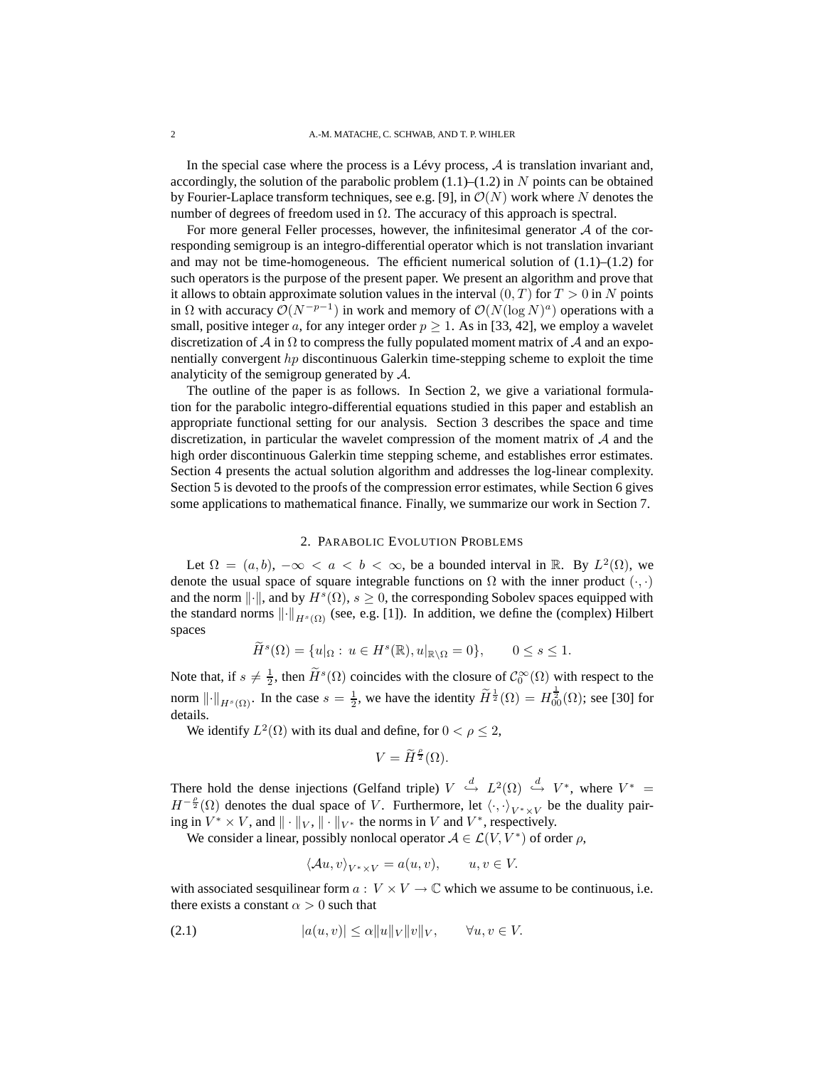In the special case where the process is a Lévy process, $\mathcal{A}$ is translation invariant and, accordingly, the solution of the parabolic problem (1.1)–(1.2) in $N$ points can be obtained by Fourier-Laplace transform techniques, see e.g. [9], in $\mathcal{O}(N)$ work where $N$ denotes the number of degrees of freedom used in $\Omega$. The accuracy of this approach is spectral.

For more general Feller processes, however, the infinitesimal generator $\mathcal{A}$ of the corresponding semigroup is an integro-differential operator which is not translation invariant and may not be time-homogeneous. The efficient numerical solution of (1.1)–(1.2) for such operators is the purpose of the present paper. We present an algorithm and prove that it allows to obtain approximate solution values in the interval $(0,T)$ for $T>0$ in $N$ points in $\Omega$ with accuracy $\mathcal{O}(N^{-p-1})$ in work and memory of $\mathcal{O}(N(\log N)^a)$ operations with a small, positive integer $a$, for any integer order $p \geq 1$. As in [33, 42], we employ a wavelet discretization of $\mathcal{A}$ in $\Omega$ to compress the fully populated moment matrix of $\mathcal{A}$ and an exponentially convergent $hp$ discontinuous Galerkin time-stepping scheme to exploit the time analyticity of the semigroup generated by $\mathcal{A}$.

The outline of the paper is as follows. In Section 2, we give a variational formulation for the parabolic integro-differential equations studied in this paper and establish an appropriate functional setting for our analysis. Section 3 describes the space and time discretization, in particular the wavelet compression of the moment matrix of $\mathcal{A}$ and the high order discontinuous Galerkin time stepping scheme, and establishes error estimates. Section 4 presents the actual solution algorithm and addresses the log-linear complexity. Section 5 is devoted to the proofs of the compression error estimates, while Section 6 gives some applications to mathematical finance. Finally, we summarize our work in Section 7.

## 2. Parabolic Evolution Problems

Let $\Omega = (a,b)$, $-\infty < a < b < \infty$, be a bounded interval in $\mathbb{R}$. By $L^2(\Omega)$, we denote the usual space of square integrable functions on $\Omega$ with the inner product $(\cdot,\cdot)$ and the norm $\|\cdot\|$, and by $H^s(\Omega)$, $s \geq 0$, the corresponding Sobolev spaces equipped with the standard norms $\|\cdot\|_{H^s(\Omega)}$ (see, e.g. [1]). In addition, we define the (complex) Hilbert spaces

$$\widetilde{H}^s(\Omega) = \{u|_\Omega : \, u \in H^s(\mathbb{R}), u|_{\mathbb{R}\setminus\Omega} = 0\}, \qquad 0 \leq s \leq 1.$$

Note that, if $s \neq \frac{1}{2}$, then $\widetilde{H}^s(\Omega)$ coincides with the closure of $\mathcal{C}_0^\infty(\Omega)$ with respect to the norm $\|\cdot\|_{H^s(\Omega)}$. In the case $s = \frac{1}{2}$, we have the identity $\widetilde{H}^{\frac{1}{2}}(\Omega) = H_{00}^{\frac{1}{2}}(\Omega)$; see [30] for details.

We identify $L^2(\Omega)$ with its dual and define, for $0 < \rho \leq 2$,

$$V = \widetilde{H}^{\frac{\rho}{2}}(\Omega).$$

There hold the dense injections (Gelfand triple) $V \overset{d}{\hookrightarrow} L^2(\Omega) \overset{d}{\hookrightarrow} V^*$, where $V^* = H^{-\frac{\rho}{2}}(\Omega)$ denotes the dual space of $V$. Furthermore, let $\langle \cdot,\cdot \rangle_{V^* \times V}$ be the duality pairing in $V^* \times V$, and $\|\cdot\|_V$, $\|\cdot\|_{V^*}$ the norms in $V$ and $V^*$, respectively.

We consider a linear, possibly nonlocal operator $\mathcal{A} \in \mathcal{L}(V, V^*)$ of order $\rho$,

$$\langle \mathcal{A}u, v\rangle_{V^*\times V} = a(u,v), \qquad u,v \in V.$$

with associated sesquilinear form $a : V \times V \to \mathbb{C}$ which we assume to be continuous, i.e. there exists a constant $\alpha > 0$ such that

$$|a(u,v)| \leq \alpha \|u\|_V \|v\|_V, \qquad \forall u,v \in V. \tag{2.1}$$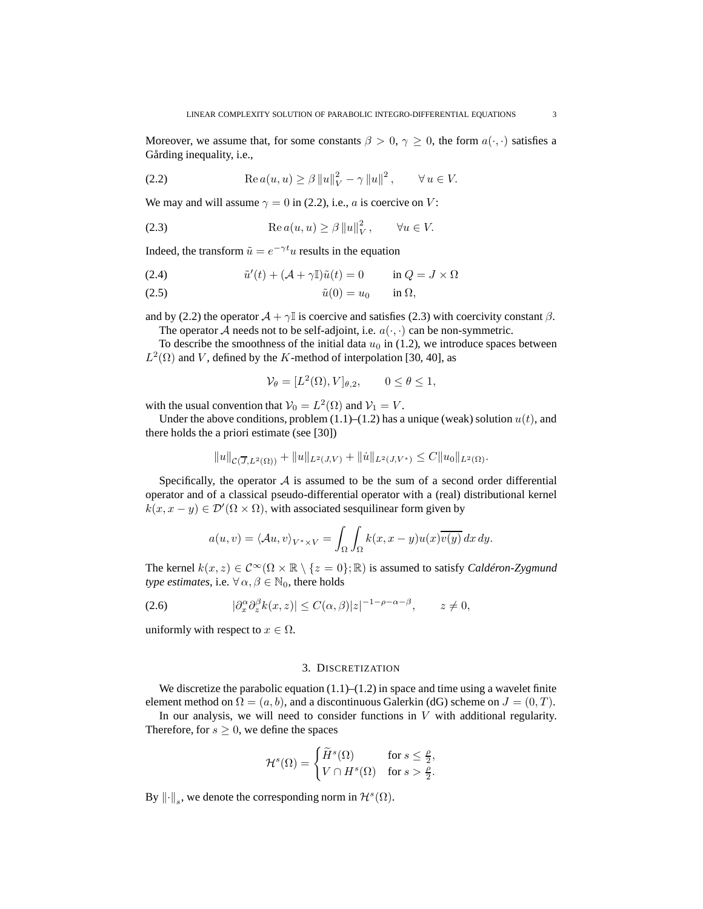Moreover, we assume that, for some constants $\beta > 0$, $\gamma \geq 0$, the form $a(\cdot,\cdot)$ satisfies a Gårding inequality, i.e.,

$$\operatorname{Re} a(u,u) \geq \beta \|u\|_V^2 - \gamma \|u\|^2, \qquad \forall\, u \in V. \tag{2.2}$$

We may and will assume $\gamma = 0$ in (2.2), i.e., $a$ is coercive on $V$:

$$\operatorname{Re} a(u,u) \geq \beta \|u\|_V^2, \qquad \forall u \in V. \tag{2.3}$$

Indeed, the transform $\tilde{u} = e^{-\gamma t} u$ results in the equation

$$\tilde{u}'(t) + (\mathcal{A} + \gamma \mathbb{I})\tilde{u}(t) = 0 \qquad \text{in } Q = J \times \Omega \tag{2.4}$$

$$\tilde{u}(0) = u_0 \qquad \text{in } \Omega, \tag{2.5}$$

and by (2.2) the operator $\mathcal{A} + \gamma\mathbb{I}$ is coercive and satisfies (2.3) with coercivity constant $\beta$.

The operator $\mathcal{A}$ needs not to be self-adjoint, i.e. $a(\cdot,\cdot)$ can be non-symmetric.

To describe the smoothness of the initial data $u_0$ in (1.2), we introduce spaces between $L^2(\Omega)$ and $V$, defined by the $K$-method of interpolation [30, 40], as

$$\mathcal{V}_\theta = [L^2(\Omega), V]_{\theta,2}, \qquad 0 \leq \theta \leq 1,$$

with the usual convention that $\mathcal{V}_0 = L^2(\Omega)$ and $\mathcal{V}_1 = V$.

Under the above conditions, problem (1.1)–(1.2) has a unique (weak) solution $u(t)$, and there holds the a priori estimate (see [30])

$$\|u\|_{\mathcal{C}(\overline{J}, L^2(\Omega))} + \|u\|_{L^2(J,V)} + \|\dot{u}\|_{L^2(J,V^*)} \leq C \|u_0\|_{L^2(\Omega)}.$$

Specifically, the operator $\mathcal{A}$ is assumed to be the sum of a second order differential operator and of a classical pseudo-differential operator with a (real) distributional kernel $k(x, x-y) \in \mathcal{D}'(\Omega \times \Omega)$, with associated sesquilinear form given by

$$a(u,v) = \langle \mathcal{A}u, v \rangle_{V^* \times V} = \int_\Omega \int_\Omega k(x, x-y) u(x) \overline{v(y)}\, dx\, dy.$$

The kernel $k(x,z) \in \mathcal{C}^\infty(\Omega \times \mathbb{R} \setminus \{z = 0\}; \mathbb{R})$ is assumed to satisfy *Caldéron-Zygmund type estimates*, i.e. $\forall\, \alpha, \beta \in \mathbb{N}_0$, there holds

$$|\partial_x^\alpha \partial_z^\beta k(x,z)| \leq C(\alpha,\beta) |z|^{-1-\rho-\alpha-\beta}, \qquad z \neq 0, \tag{2.6}$$

uniformly with respect to $x \in \Omega$.

## 3. Discretization

We discretize the parabolic equation (1.1)–(1.2) in space and time using a wavelet finite element method on $\Omega = (a,b)$, and a discontinuous Galerkin (dG) scheme on $J = (0,T)$.

In our analysis, we will need to consider functions in $V$ with additional regularity. Therefore, for $s \geq 0$, we define the spaces

$$\mathcal{H}^s(\Omega) = \begin{cases} \widetilde{H}^s(\Omega) & \text{for } s \leq \frac{\rho}{2}, \\ V \cap H^s(\Omega) & \text{for } s > \frac{\rho}{2}. \end{cases}$$

By $\|\cdot\|_s$, we denote the corresponding norm in $\mathcal{H}^s(\Omega)$.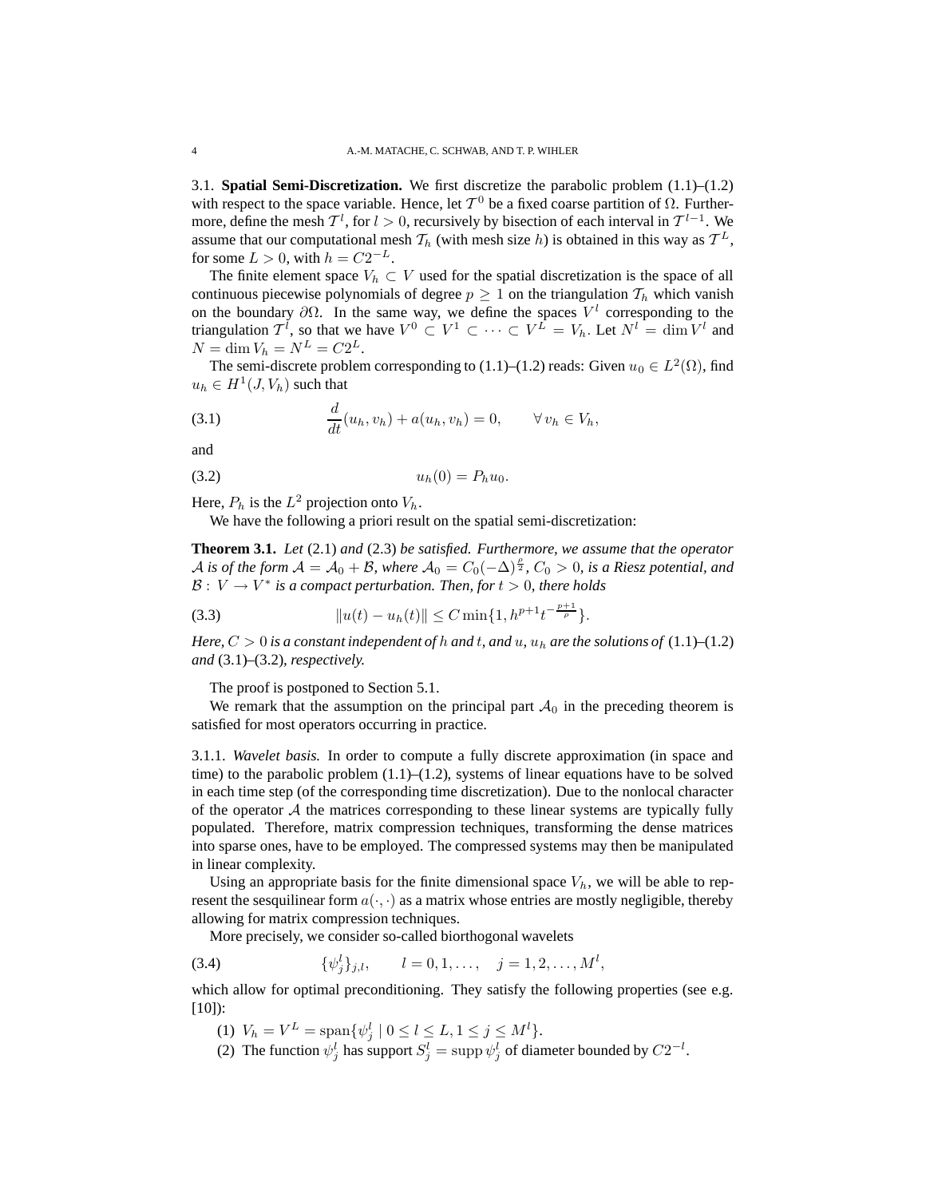3.1. **Spatial Semi-Discretization.** We first discretize the parabolic problem (1.1)–(1.2) with respect to the space variable. Hence, let $\mathcal{T}^0$ be a fixed coarse partition of $\Omega$. Furthermore, define the mesh $\mathcal{T}^l$, for $l > 0$, recursively by bisection of each interval in $\mathcal{T}^{l-1}$. We assume that our computational mesh $\mathcal{T}_h$ (with mesh size $h$) is obtained in this way as $\mathcal{T}^L$, for some $L > 0$, with $h = C2^{-L}$.

The finite element space $V_h \subset V$ used for the spatial discretization is the space of all continuous piecewise polynomials of degree $p \geq 1$ on the triangulation $\mathcal{T}_h$ which vanish on the boundary $\partial\Omega$. In the same way, we define the spaces $V^l$ corresponding to the triangulation $\mathcal{T}^l$, so that we have $V^0 \subset V^1 \subset \cdots \subset V^L = V_h$. Let $N^l = \dim V^l$ and $N = \dim V_h = N^L = C2^L$.

The semi-discrete problem corresponding to (1.1)–(1.2) reads: Given $u_0 \in L^2(\Omega)$, find $u_h \in H^1(J, V_h)$ such that

$$\frac{d}{dt}(u_h, v_h) + a(u_h, v_h) = 0, \qquad \forall\, v_h \in V_h, \tag{3.1}$$

and

$$u_h(0) = P_h u_0. \tag{3.2}$$

Here, $P_h$ is the $L^2$ projection onto $V_h$.

We have the following a priori result on the spatial semi-discretization:

**Theorem 3.1.** *Let* (2.1) *and* (2.3) *be satisfied. Furthermore, we assume that the operator* $\mathcal{A}$ *is of the form* $\mathcal{A} = \mathcal{A}_0 + \mathcal{B}$*, where* $\mathcal{A}_0 = C_0(-\Delta)^{\frac{\rho}{2}}$*,* $C_0 > 0$*, is a Riesz potential, and* $\mathcal{B}:\, V \to V^*$ *is a compact perturbation. Then, for* $t > 0$*, there holds*

$$\|u(t) - u_h(t)\| \leq C \min\{1, h^{p+1} t^{-\frac{p+1}{\rho}}\}. \tag{3.3}$$

*Here,* $C > 0$ *is a constant independent of* $h$ *and* $t$*, and* $u$*,* $u_h$ *are the solutions of* (1.1)–(1.2) *and* (3.1)–(3.2)*, respectively.*

The proof is postponed to Section 5.1.

We remark that the assumption on the principal part $\mathcal{A}_0$ in the preceding theorem is satisfied for most operators occurring in practice.

3.1.1. *Wavelet basis.* In order to compute a fully discrete approximation (in space and time) to the parabolic problem (1.1)–(1.2), systems of linear equations have to be solved in each time step (of the corresponding time discretization). Due to the nonlocal character of the operator $\mathcal{A}$ the matrices corresponding to these linear systems are typically fully populated. Therefore, matrix compression techniques, transforming the dense matrices into sparse ones, have to be employed. The compressed systems may then be manipulated in linear complexity.

Using an appropriate basis for the finite dimensional space $V_h$, we will be able to represent the sesquilinear form $a(\cdot,\cdot)$ as a matrix whose entries are mostly negligible, thereby allowing for matrix compression techniques.

More precisely, we consider so-called biorthogonal wavelets

$$\{\psi_j^l\}_{j,l}, \qquad l = 0, 1, \ldots, \quad j = 1, 2, \ldots, M^l, \tag{3.4}$$

which allow for optimal preconditioning. They satisfy the following properties (see e.g. [10]):

(1) $V_h = V^L = \operatorname{span}\{\psi_j^l \mid 0 \leq l \leq L, 1 \leq j \leq M^l\}$.
(2) The function $\psi_j^l$ has support $S_j^l = \operatorname{supp} \psi_j^l$ of diameter bounded by $C2^{-l}$.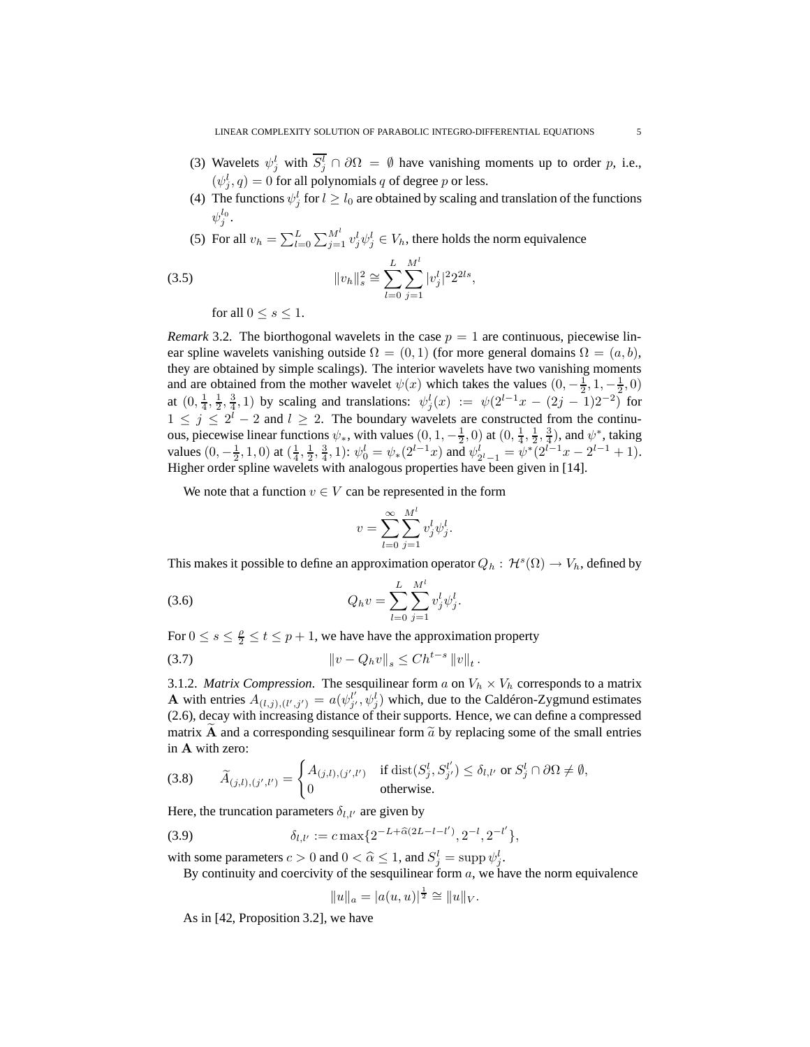(3) Wavelets $\psi_j^l$ with $\overline{S_j^l} \cap \partial\Omega = \emptyset$ have vanishing moments up to order $p$, i.e., $(\psi_j^l, q) = 0$ for all polynomials $q$ of degree $p$ or less.

(4) The functions $\psi_j^l$ for $l \geq l_0$ are obtained by scaling and translation of the functions $\psi_j^{l_0}$.

(5) For all $v_h = \sum_{l=0}^{L} \sum_{j=1}^{M^l} v_j^l \psi_j^l \in V_h$, there holds the norm equivalence

$$\|v_h\|_s^2 \cong \sum_{l=0}^{L} \sum_{j=1}^{M^l} |v_j^l|^2 2^{2ls}, \tag{3.5}$$

for all $0 \leq s \leq 1$.

*Remark* 3.2. The biorthogonal wavelets in the case $p = 1$ are continuous, piecewise linear spline wavelets vanishing outside $\Omega = (0, 1)$ (for more general domains $\Omega = (a, b)$, they are obtained by simple scalings). The interior wavelets have two vanishing moments and are obtained from the mother wavelet $\psi(x)$ which takes the values $(0, -\frac{1}{2}, 1, -\frac{1}{2}, 0)$ at $(0, \frac{1}{4}, \frac{1}{2}, \frac{3}{4}, 1)$ by scaling and translations: $\psi_j^l(x) := \psi(2^{l-1}x - (2j-1)2^{-2})$ for $1 \leq j \leq 2^l - 2$ and $l \geq 2$. The boundary wavelets are constructed from the continuous, piecewise linear functions $\psi_*$, with values $(0, 1, -\frac{1}{2}, 0)$ at $(0, \frac{1}{4}, \frac{1}{2}, \frac{3}{4})$, and $\psi^*$, taking values $(0, -\frac{1}{2}, 1, 0)$ at $(\frac{1}{4}, \frac{1}{2}, \frac{3}{4}, 1)$: $\psi_0^l = \psi_*(2^{l-1}x)$ and $\psi_{2^l-1}^l = \psi^*(2^{l-1}x - 2^{l-1} + 1)$. Higher order spline wavelets with analogous properties have been given in [14].

We note that a function $v \in V$ can be represented in the form

$$v = \sum_{l=0}^{\infty} \sum_{j=1}^{M^l} v_j^l \psi_j^l.$$

This makes it possible to define an approximation operator $Q_h : \mathcal{H}^s(\Omega) \to V_h$, defined by

$$Q_h v = \sum_{l=0}^{L} \sum_{j=1}^{M^l} v_j^l \psi_j^l. \tag{3.6}$$

For $0 \leq s \leq \frac{\varrho}{2} \leq t \leq p+1$, we have have the approximation property

$$\|v - Q_h v\|_s \leq C h^{t-s} \|v\|_t. \tag{3.7}$$

3.1.2. *Matrix Compression.* The sesquilinear form $a$ on $V_h \times V_h$ corresponds to a matrix $\mathbf{A}$ with entries $A_{(l,j),(l',j')} = a(\psi_{j'}^{l'}, \psi_j^l)$ which, due to the Caldéron-Zygmund estimates (2.6), decay with increasing distance of their supports. Hence, we can define a compressed matrix $\widetilde{\mathbf{A}}$ and a corresponding sesquilinear form $\widetilde{a}$ by replacing some of the small entries in $\mathbf{A}$ with zero:

$$\widetilde{A}_{(j,l),(j',l')} = \begin{cases} A_{(j,l),(j',l')} & \text{if } \operatorname{dist}(S_j^l, S_{j'}^{l'}) \leq \delta_{l,l'} \text{ or } S_j^l \cap \partial\Omega \neq \emptyset, \\ 0 & \text{otherwise.} \end{cases} \tag{3.8}$$

Here, the truncation parameters $\delta_{l,l'}$ are given by

$$\delta_{l,l'} := c \max\{2^{-L+\widehat{\alpha}(2L-l-l')}, 2^{-l}, 2^{-l'}\}, \tag{3.9}$$

with some parameters $c > 0$ and $0 < \widehat{\alpha} \leq 1$, and $S_j^l = \operatorname{supp} \psi_j^l$.

By continuity and coercivity of the sesquilinear form $a$, we have the norm equivalence

$$\|u\|_a = |a(u, u)|^{\frac{1}{2}} \cong \|u\|_V.$$

As in [42, Proposition 3.2], we have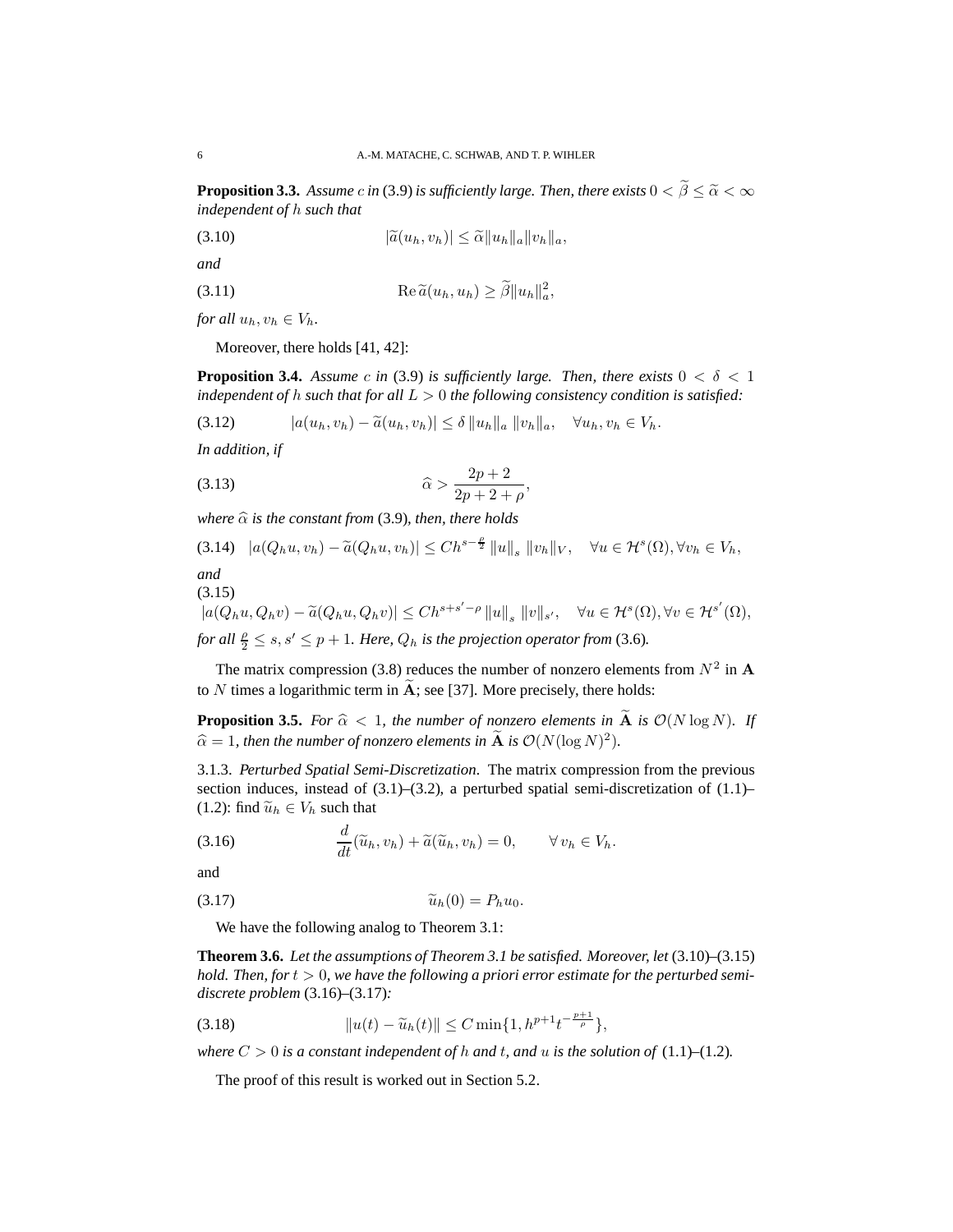**Proposition 3.3.** *Assume $c$ in* (3.9) *is sufficiently large. Then, there exists $0 < \widetilde{\beta} \le \widetilde{\alpha} < \infty$ independent of $h$ such that*

$$|\widetilde{a}(u_h, v_h)| \le \widetilde{\alpha} \|u_h\|_a \|v_h\|_a, \tag{3.10}$$

*and*

$$\operatorname{Re} \widetilde{a}(u_h, u_h) \ge \widetilde{\beta} \|u_h\|_a^2, \tag{3.11}$$

*for all $u_h, v_h \in V_h$.*

Moreover, there holds [41, 42]:

**Proposition 3.4.** *Assume $c$ in* (3.9) *is sufficiently large. Then, there exists $0 < \delta < 1$ independent of $h$ such that for all $L > 0$ the following consistency condition is satisfied:*

$$|a(u_h, v_h) - \widetilde{a}(u_h, v_h)| \le \delta \|u_h\|_a \|v_h\|_a, \quad \forall u_h, v_h \in V_h. \tag{3.12}$$

*In addition, if*

$$\widehat{\alpha} > \frac{2p+2}{2p+2+\rho}, \tag{3.13}$$

*where $\widehat{\alpha}$ is the constant from* (3.9)*, then, there holds*

$$|a(Q_h u, v_h) - \widetilde{a}(Q_h u, v_h)| \le C h^{s - \frac{\rho}{2}} \|u\|_s \|v_h\|_V, \quad \forall u \in \mathcal{H}^s(\Omega), \forall v_h \in V_h, \tag{3.14}$$

*and*

$$|a(Q_h u, Q_h v) - \widetilde{a}(Q_h u, Q_h v)| \le C h^{s+s'-\rho} \|u\|_s \|v\|_{s'}, \quad \forall u \in \mathcal{H}^s(\Omega), \forall v \in \mathcal{H}^{s'}(\Omega), \tag{3.15}$$

*for all $\frac{\rho}{2} \le s, s' \le p+1$. Here, $Q_h$ is the projection operator from* (3.6)*.*

The matrix compression (3.8) reduces the number of nonzero elements from $N^2$ in $\mathbf{A}$ to $N$ times a logarithmic term in $\widetilde{\mathbf{A}}$; see [37]. More precisely, there holds:

**Proposition 3.5.** *For $\widehat{\alpha} < 1$, the number of nonzero elements in $\widetilde{\mathbf{A}}$ is $\mathcal{O}(N \log N)$. If $\widehat{\alpha} = 1$, then the number of nonzero elements in $\widetilde{\mathbf{A}}$ is $\mathcal{O}(N (\log N)^2)$.*

3.1.3. *Perturbed Spatial Semi-Discretization*. The matrix compression from the previous section induces, instead of (3.1)–(3.2), a perturbed spatial semi-discretization of (1.1)–(1.2): find $\widetilde{u}_h \in V_h$ such that

$$\frac{d}{dt}(\widetilde{u}_h, v_h) + \widetilde{a}(\widetilde{u}_h, v_h) = 0, \qquad \forall\, v_h \in V_h. \tag{3.16}$$

and

$$\widetilde{u}_h(0) = P_h u_0. \tag{3.17}$$

We have the following analog to Theorem 3.1:

**Theorem 3.6.** *Let the assumptions of Theorem 3.1 be satisfied. Moreover, let* (3.10)–(3.15) *hold. Then, for $t > 0$, we have the following a priori error estimate for the perturbed semi-discrete problem* (3.16)–(3.17)*:*

$$\|u(t) - \widetilde{u}_h(t)\| \le C \min\{1, h^{p+1} t^{-\frac{p+1}{\rho}}\}, \tag{3.18}$$

*where $C > 0$ is a constant independent of $h$ and $t$, and $u$ is the solution of* (1.1)–(1.2)*.*

The proof of this result is worked out in Section 5.2.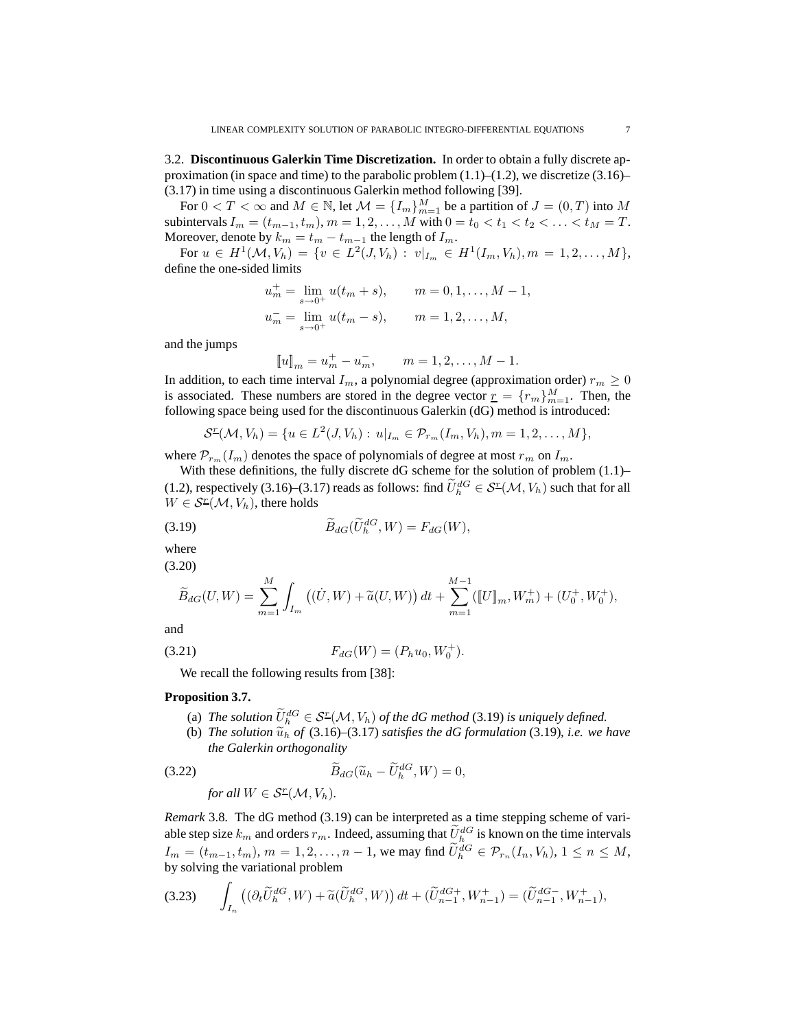3.2. **Discontinuous Galerkin Time Discretization.** In order to obtain a fully discrete approximation (in space and time) to the parabolic problem (1.1)–(1.2), we discretize (3.16)–(3.17) in time using a discontinuous Galerkin method following [39].

For $0 < T < \infty$ and $M \in \mathbb{N}$, let $\mathcal{M} = \{I_m\}_{m=1}^M$ be a partition of $J = (0, T)$ into $M$ subintervals $I_m = (t_{m-1}, t_m)$, $m = 1, 2, \ldots, M$ with $0 = t_0 < t_1 < t_2 < \ldots < t_M = T$. Moreover, denote by $k_m = t_m - t_{m-1}$ the length of $I_m$.

For $u \in H^1(\mathcal{M}, V_h) = \{v \in L^2(J, V_h) : v|_{I_m} \in H^1(I_m, V_h), m = 1, 2, \ldots, M\}$, define the one-sided limits

$$u_m^+ = \lim_{s \to 0^+} u(t_m + s), \qquad m = 0, 1, \ldots, M-1,$$

$$u_m^- = \lim_{s \to 0^+} u(t_m - s), \qquad m = 1, 2, \ldots, M,$$

and the jumps

$$[\![u]\!]_m = u_m^+ - u_m^-, \qquad m = 1, 2, \ldots, M-1.$$

In addition, to each time interval $I_m$, a polynomial degree (approximation order) $r_m \geq 0$ is associated. These numbers are stored in the degree vector $\underline{r} = \{r_m\}_{m=1}^M$. Then, the following space being used for the discontinuous Galerkin (dG) method is introduced:

$$\mathcal{S}^{\underline{r}}(\mathcal{M}, V_h) = \{u \in L^2(J, V_h) : u|_{I_m} \in \mathcal{P}_{r_m}(I_m, V_h), m = 1, 2, \ldots, M\},$$

where $\mathcal{P}_{r_m}(I_m)$ denotes the space of polynomials of degree at most $r_m$ on $I_m$.

With these definitions, the fully discrete dG scheme for the solution of problem (1.1)–(1.2), respectively (3.16)–(3.17) reads as follows: find $\widetilde{U}_h^{dG} \in \mathcal{S}^{\underline{r}}(\mathcal{M}, V_h)$ such that for all $W \in \mathcal{S}^{\underline{r}}(\mathcal{M}, V_h)$, there holds

$$\widetilde{B}_{dG}(\widetilde{U}_h^{dG}, W) = F_{dG}(W), \tag{3.19}$$

where

$$\widetilde{B}_{dG}(U, W) = \sum_{m=1}^M \int_{I_m} \left( (\dot{U}, W) + \widetilde{a}(U, W) \right) dt + \sum_{m=1}^{M-1} ([\![U]\!]_m, W_m^+) + (U_0^+, W_0^+), \tag{3.20}$$

and

$$F_{dG}(W) = (P_h u_0, W_0^+). \tag{3.21}$$

We recall the following results from [38]:

**Proposition 3.7.**

(a) *The solution $\widetilde{U}_h^{dG} \in \mathcal{S}^{\underline{r}}(\mathcal{M}, V_h)$ of the dG method* (3.19) *is uniquely defined.*

(b) *The solution $\widetilde{u}_h$ of* (3.16)–(3.17) *satisfies the dG formulation* (3.19)*, i.e. we have the Galerkin orthogonality*

$$\widetilde{B}_{dG}(\widetilde{u}_h - \widetilde{U}_h^{dG}, W) = 0, \tag{3.22}$$

*for all $W \in \mathcal{S}^{\underline{r}}(\mathcal{M}, V_h)$.*

*Remark* 3.8*.* The dG method (3.19) can be interpreted as a time stepping scheme of variable step size $k_m$ and orders $r_m$. Indeed, assuming that $\widetilde{U}_h^{dG}$ is known on the time intervals $I_m = (t_{m-1}, t_m)$, $m = 1, 2, \ldots, n-1$, we may find $\widetilde{U}_h^{dG} \in \mathcal{P}_{r_n}(I_n, V_h)$, $1 \leq n \leq M$, by solving the variational problem

$$\int_{I_n} \left( (\partial_t \widetilde{U}_h^{dG}, W) + \widetilde{a}(\widetilde{U}_h^{dG}, W) \right) dt + (\widetilde{U}_{n-1}^{dG+}, W_{n-1}^+) = (\widetilde{U}_{n-1}^{dG-}, W_{n-1}^+), \tag{3.23}$$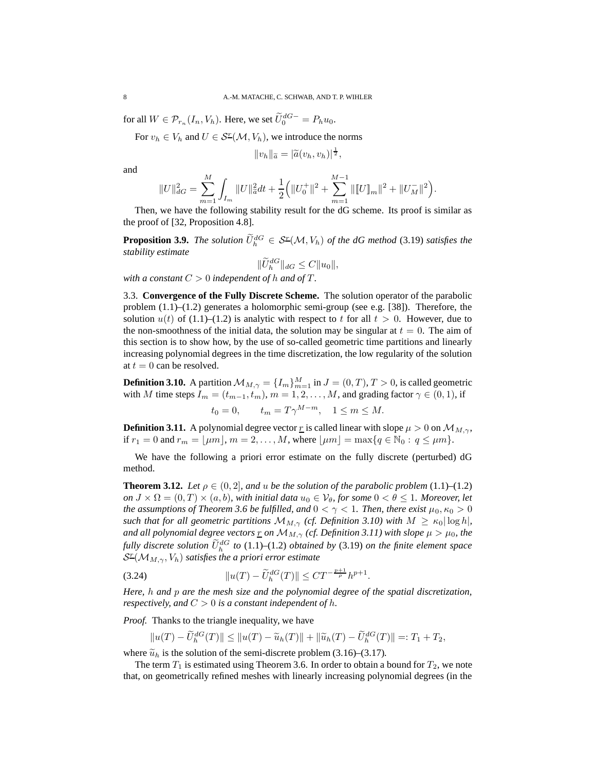for all $W \in \mathcal{P}_{r_n}(I_n, V_h)$. Here, we set $\widetilde{U}_0^{dG-} = P_h u_0$.

For $v_h \in V_h$ and $U \in \mathcal{S}^{\underline{r}}(\mathcal{M}, V_h)$, we introduce the norms

$$\|v_h\|_{\widetilde{a}} = |\widetilde{a}(v_h, v_h)|^{\frac{1}{2}},$$

and

$$\|U\|_{dG}^2 = \sum_{m=1}^{M} \int_{I_m} \|U\|_{\widetilde{a}}^2 dt + \frac{1}{2}\Big(\|U_0^+\|^2 + \sum_{m=1}^{M-1} \|[\![U]\!]_m\|^2 + \|U_M^-\|^2\Big).$$

Then, we have the following stability result for the dG scheme. Its proof is similar as the proof of [32, Proposition 4.8].

**Proposition 3.9.** *The solution $\widetilde{U}_h^{dG} \in \mathcal{S}^{\underline{r}}(\mathcal{M}, V_h)$ of the dG method* (3.19) *satisfies the stability estimate*

$$\|\widetilde{U}_h^{dG}\|_{dG} \leq C\|u_0\|,$$

*with a constant $C > 0$ independent of $h$ and of $T$.*

3.3. **Convergence of the Fully Discrete Scheme.** The solution operator of the parabolic problem (1.1)–(1.2) generates a holomorphic semi-group (see e.g. [38]). Therefore, the solution $u(t)$ of (1.1)–(1.2) is analytic with respect to $t$ for all $t > 0$. However, due to the non-smoothness of the initial data, the solution may be singular at $t = 0$. The aim of this section is to show how, by the use of so-called geometric time partitions and linearly increasing polynomial degrees in the time discretization, the low regularity of the solution at $t = 0$ can be resolved.

**Definition 3.10.** A partition $\mathcal{M}_{M,\gamma} = \{I_m\}_{m=1}^M$ in $J = (0, T)$, $T > 0$, is called geometric with $M$ time steps $I_m = (t_{m-1}, t_m)$, $m = 1, 2, \ldots, M$, and grading factor $\gamma \in (0, 1)$, if

$$t_0 = 0, \qquad t_m = T\gamma^{M-m}, \quad 1 \leq m \leq M.$$

**Definition 3.11.** A polynomial degree vector $\underline{r}$ is called linear with slope $\mu > 0$ on $\mathcal{M}_{M,\gamma}$, if $r_1 = 0$ and $r_m = \lfloor \mu m \rfloor$, $m = 2, \ldots, M$, where $\lfloor \mu m \rfloor = \max\{q \in \mathbb{N}_0 : q \leq \mu m\}$.

We have the following a priori error estimate on the fully discrete (perturbed) dG method.

**Theorem 3.12.** *Let $\rho \in (0, 2]$, and $u$ be the solution of the parabolic problem* (1.1)–(1.2) *on $J \times \Omega = (0, T) \times (a, b)$, with initial data $u_0 \in \mathcal{V}_\theta$, for some $0 < \theta \leq 1$. Moreover, let the assumptions of Theorem 3.6 be fulfilled, and $0 < \gamma < 1$. Then, there exist $\mu_0, \kappa_0 > 0$ such that for all geometric partitions $\mathcal{M}_{M,\gamma}$ (cf. Definition 3.10) with $M \geq \kappa_0 |\log h|$, and all polynomial degree vectors $\underline{r}$ on $\mathcal{M}_{M,\gamma}$ (cf. Definition 3.11) with slope $\mu > \mu_0$, the fully discrete solution $\widetilde{U}_h^{dG}$ to* (1.1)–(1.2) *obtained by* (3.19) *on the finite element space $\mathcal{S}^{\underline{r}}(\mathcal{M}_{M,\gamma}, V_h)$ satisfies the a priori error estimate*

$$\|u(T) - \widetilde{U}_h^{dG}(T)\| \leq C T^{-\frac{p+1}{\rho}} h^{p+1}. \tag{3.24}$$

*Here, $h$ and $p$ are the mesh size and the polynomial degree of the spatial discretization, respectively, and $C > 0$ is a constant independent of $h$.*

*Proof.* Thanks to the triangle inequality, we have

$$\|u(T) - \widetilde{U}_h^{dG}(T)\| \leq \|u(T) - \widetilde{u}_h(T)\| + \|\widetilde{u}_h(T) - \widetilde{U}_h^{dG}(T)\| =: T_1 + T_2,$$

where $\widetilde{u}_h$ is the solution of the semi-discrete problem (3.16)–(3.17).

The term $T_1$ is estimated using Theorem 3.6. In order to obtain a bound for $T_2$, we note that, on geometrically refined meshes with linearly increasing polynomial degrees (in the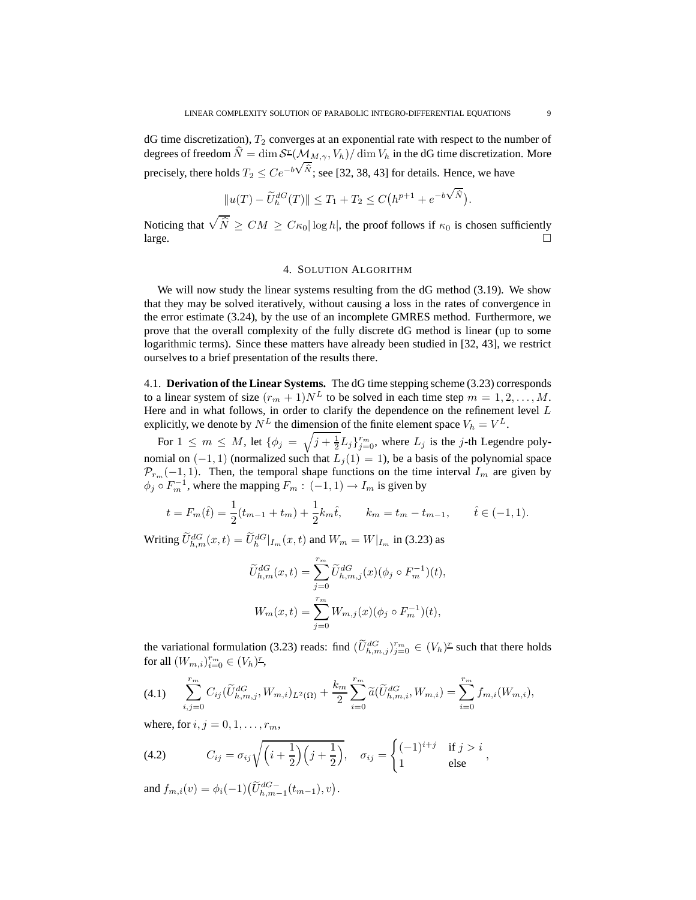dG time discretization), $T_2$ converges at an exponential rate with respect to the number of degrees of freedom $\widehat{N} = \dim \mathcal{S}^{\underline{r}}(\mathcal{M}_{M,\gamma}, V_h)/\dim V_h$ in the dG time discretization. More precisely, there holds $T_2 \leq Ce^{-b\sqrt{\widehat{N}}}$; see [32, 38, 43] for details. Hence, we have

$$\|u(T) - \widetilde{U}_h^{dG}(T)\| \leq T_1 + T_2 \leq C\big(h^{p+1} + e^{-b\sqrt{\widehat{N}}}\big).$$

Noticing that $\sqrt{\widehat{N}} \geq CM \geq C\kappa_0|\log h|$, the proof follows if $\kappa_0$ is chosen sufficiently large. □

## 4. Solution Algorithm

We will now study the linear systems resulting from the dG method (3.19). We show that they may be solved iteratively, without causing a loss in the rates of convergence in the error estimate (3.24), by the use of an incomplete GMRES method. Furthermore, we prove that the overall complexity of the fully discrete dG method is linear (up to some logarithmic terms). Since these matters have already been studied in [32, 43], we restrict ourselves to a brief presentation of the results there.

4.1. **Derivation of the Linear Systems.** The dG time stepping scheme (3.23) corresponds to a linear system of size $(r_m + 1)N^L$ to be solved in each time step $m = 1, 2, \ldots, M$. Here and in what follows, in order to clarify the dependence on the refinement level $L$ explicitly, we denote by $N^L$ the dimension of the finite element space $V_h = V^L$.

For $1 \leq m \leq M$, let $\{\phi_j = \sqrt{j + \frac{1}{2}}L_j\}_{j=0}^{r_m}$, where $L_j$ is the $j$-th Legendre polynomial on $(-1, 1)$ (normalized such that $L_j(1) = 1$), be a basis of the polynomial space $\mathcal{P}_{r_m}(-1, 1)$. Then, the temporal shape functions on the time interval $I_m$ are given by $\phi_j \circ F_m^{-1}$, where the mapping $F_m : (-1, 1) \to I_m$ is given by

$$t = F_m(\hat{t}) = \frac{1}{2}(t_{m-1} + t_m) + \frac{1}{2}k_m\hat{t}, \qquad k_m = t_m - t_{m-1}, \qquad \hat{t} \in (-1, 1).$$

Writing $\widetilde{U}_{h,m}^{dG}(x, t) = \widetilde{U}_h^{dG}|_{I_m}(x, t)$ and $W_m = W|_{I_m}$ in (3.23) as

$$\widetilde{U}_{h,m}^{dG}(x, t) = \sum_{j=0}^{r_m} \widetilde{U}_{h,m,j}^{dG}(x)(\phi_j \circ F_m^{-1})(t),$$

$$W_m(x, t) = \sum_{j=0}^{r_m} W_{m,j}(x)(\phi_j \circ F_m^{-1})(t),$$

the variational formulation (3.23) reads: find $(\widetilde{U}_{h,m,j}^{dG})_{j=0}^{r_m} \in (V_h)^{\underline{r}}$ such that there holds for all $(W_{m,i})_{i=0}^{r_m} \in (V_h)^{\underline{r}}$,

$$\sum_{i,j=0}^{r_m} C_{ij}(\widetilde{U}_{h,m,j}^{dG}, W_{m,i})_{L^2(\Omega)} + \frac{k_m}{2}\sum_{i=0}^{r_m} \widetilde{a}(\widetilde{U}_{h,m,i}^{dG}, W_{m,i}) = \sum_{i=0}^{r_m} f_{m,i}(W_{m,i}), \tag{4.1}$$

where, for $i, j = 0, 1, \ldots, r_m$,

$$C_{ij} = \sigma_{ij}\sqrt{\Big(i + \frac{1}{2}\Big)\Big(j + \frac{1}{2}\Big)}, \quad \sigma_{ij} = \begin{cases} (-1)^{i+j} & \text{if } j > i \\ 1 & \text{else} \end{cases}, \tag{4.2}$$

and $f_{m,i}(v) = \phi_i(-1)\big(\widetilde{U}_{h,m-1}^{dG-}(t_{m-1}), v\big)$.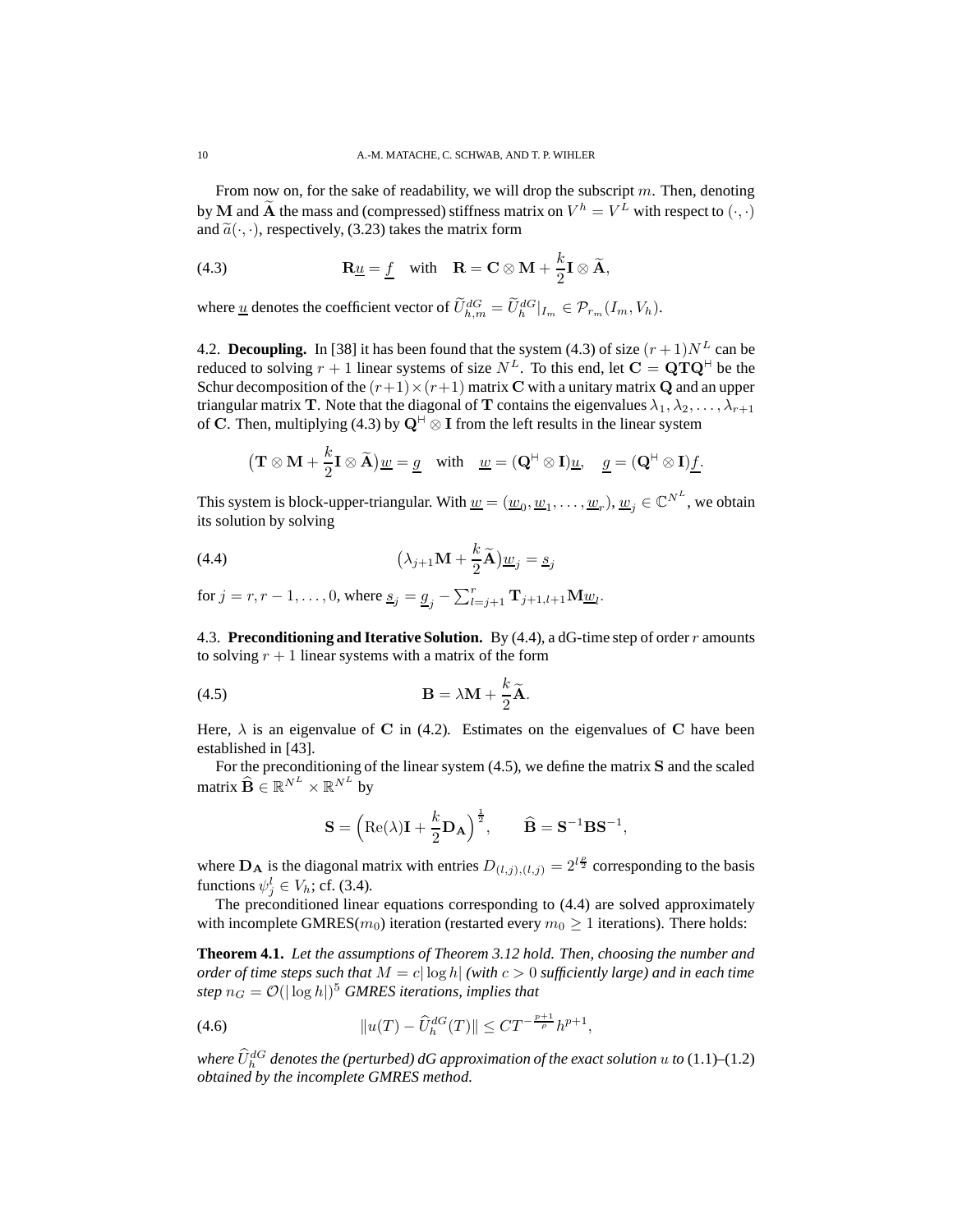From now on, for the sake of readability, we will drop the subscript $m$. Then, denoting by $\mathbf{M}$ and $\widetilde{\mathbf{A}}$ the mass and (compressed) stiffness matrix on $V^h = V^L$ with respect to $(\cdot,\cdot)$ and $\widetilde{a}(\cdot,\cdot)$, respectively, (3.23) takes the matrix form

$$\mathbf{R}\underline{u} = \underline{f} \quad \text{with} \quad \mathbf{R} = \mathbf{C} \otimes \mathbf{M} + \frac{k}{2}\mathbf{I} \otimes \widetilde{\mathbf{A}}, \tag{4.3}$$

where $\underline{u}$ denotes the coefficient vector of $\widetilde{U}^{dG}_{h,m} = \widetilde{U}^{dG}_{h}|_{I_m} \in \mathcal{P}_{r_m}(I_m, V_h)$.

4.2. **Decoupling.** In [38] it has been found that the system (4.3) of size $(r+1)N^L$ can be reduced to solving $r+1$ linear systems of size $N^L$. To this end, let $\mathbf{C} = \mathbf{Q}\mathbf{T}\mathbf{Q}^{\mathsf{H}}$ be the Schur decomposition of the $(r+1)\times(r+1)$ matrix $\mathbf{C}$ with a unitary matrix $\mathbf{Q}$ and an upper triangular matrix $\mathbf{T}$. Note that the diagonal of $\mathbf{T}$ contains the eigenvalues $\lambda_1, \lambda_2, \ldots, \lambda_{r+1}$ of $\mathbf{C}$. Then, multiplying (4.3) by $\mathbf{Q}^{\mathsf{H}} \otimes \mathbf{I}$ from the left results in the linear system

$$\big(\mathbf{T} \otimes \mathbf{M} + \frac{k}{2}\mathbf{I} \otimes \widetilde{\mathbf{A}}\big)\underline{w} = \underline{g} \quad \text{with} \quad \underline{w} = (\mathbf{Q}^{\mathsf{H}} \otimes \mathbf{I})\underline{u}, \quad \underline{g} = (\mathbf{Q}^{\mathsf{H}} \otimes \mathbf{I})\underline{f}.$$

This system is block-upper-triangular. With $\underline{w} = (\underline{w}_0, \underline{w}_1, \ldots, \underline{w}_r)$, $\underline{w}_j \in \mathbb{C}^{N^L}$, we obtain its solution by solving

$$\big(\lambda_{j+1}\mathbf{M} + \frac{k}{2}\widetilde{\mathbf{A}}\big)\underline{w}_j = \underline{s}_j \tag{4.4}$$

for $j = r, r-1, \ldots, 0$, where $\underline{s}_j = \underline{g}_j - \sum_{l=j+1}^{r} \mathbf{T}_{j+1,l+1}\mathbf{M}\underline{w}_l$.

4.3. **Preconditioning and Iterative Solution.** By (4.4), a dG-time step of order $r$ amounts to solving $r+1$ linear systems with a matrix of the form

$$\mathbf{B} = \lambda\mathbf{M} + \frac{k}{2}\widetilde{\mathbf{A}}. \tag{4.5}$$

Here, $\lambda$ is an eigenvalue of $\mathbf{C}$ in (4.2). Estimates on the eigenvalues of $\mathbf{C}$ have been established in [43].

For the preconditioning of the linear system (4.5), we define the matrix $\mathbf{S}$ and the scaled matrix $\widehat{\mathbf{B}} \in \mathbb{R}^{N^L} \times \mathbb{R}^{N^L}$ by

$$\mathbf{S} = \Big(\mathrm{Re}(\lambda)\mathbf{I} + \frac{k}{2}\mathbf{D}_{\mathbf{A}}\Big)^{\frac{1}{2}}, \qquad \widehat{\mathbf{B}} = \mathbf{S}^{-1}\mathbf{B}\mathbf{S}^{-1},$$

where $\mathbf{D}_{\mathbf{A}}$ is the diagonal matrix with entries $D_{(l,j),(l,j)} = 2^{l\frac{\rho}{2}}$ corresponding to the basis functions $\psi^l_j \in V_h$; cf. (3.4).

The preconditioned linear equations corresponding to (4.4) are solved approximately with incomplete GMRES($m_0$) iteration (restarted every $m_0 \geq 1$ iterations). There holds:

**Theorem 4.1.** *Let the assumptions of Theorem 3.12 hold. Then, choosing the number and order of time steps such that $M = c|\log h|$ (with $c > 0$ sufficiently large) and in each time step $n_G = \mathcal{O}(|\log h|)^5$ GMRES iterations, implies that*

$$\|u(T) - \widehat{U}^{dG}_h(T)\| \leq CT^{-\frac{p+1}{\rho}}h^{p+1}, \tag{4.6}$$

*where $\widehat{U}^{dG}_h$ denotes the (perturbed) dG approximation of the exact solution $u$ to* (1.1)–(1.2) *obtained by the incomplete GMRES method.*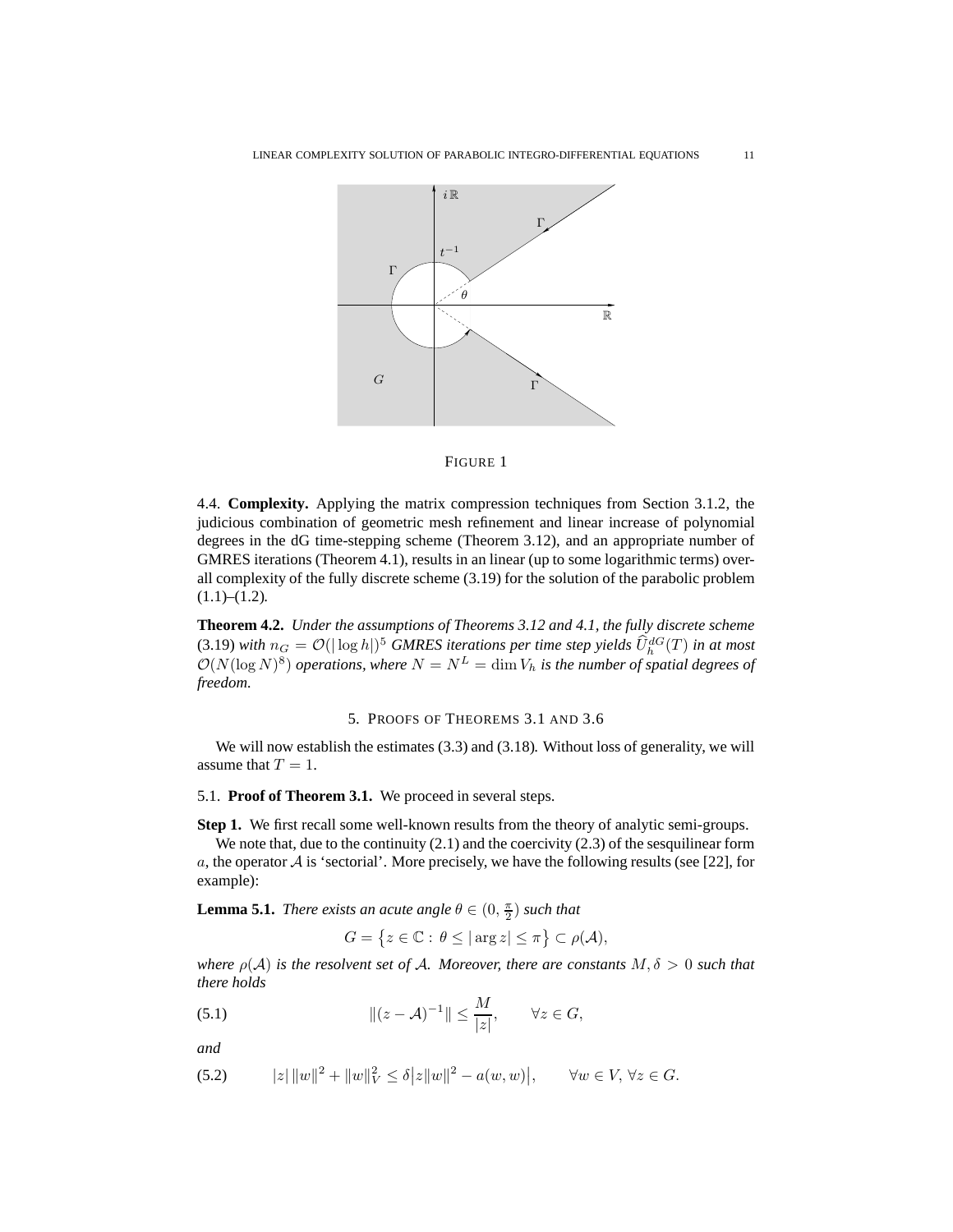FIGURE 1

4.4. **Complexity.** Applying the matrix compression techniques from Section 3.1.2, the judicious combination of geometric mesh refinement and linear increase of polynomial degrees in the dG time-stepping scheme (Theorem 3.12), and an appropriate number of GMRES iterations (Theorem 4.1), results in an linear (up to some logarithmic terms) overall complexity of the fully discrete scheme (3.19) for the solution of the parabolic problem (1.1)–(1.2).

**Theorem 4.2.** *Under the assumptions of Theorems 3.12 and 4.1, the fully discrete scheme* (3.19) *with $n_G = \mathcal{O}(|\log h|)^5$ GMRES iterations per time step yields $\widehat{U}_h^{dG}(T)$ in at most $\mathcal{O}(N(\log N)^8)$ operations, where $N = N^L = \dim V_h$ is the number of spatial degrees of freedom.*

## 5. Proofs of Theorems 3.1 and 3.6

We will now establish the estimates (3.3) and (3.18). Without loss of generality, we will assume that $T = 1$.

### 5.1. Proof of Theorem 3.1.

We proceed in several steps.

**Step 1.** We first recall some well-known results from the theory of analytic semi-groups.

We note that, due to the continuity (2.1) and the coercivity (2.3) of the sesquilinear form $a$, the operator $\mathcal{A}$ is 'sectorial'. More precisely, we have the following results (see [22], for example):

**Lemma 5.1.** *There exists an acute angle $\theta \in (0, \frac{\pi}{2})$ such that*

$$G = \left\{ z \in \mathbb{C} : \theta \leq |\arg z| \leq \pi \right\} \subset \rho(\mathcal{A}),$$

*where $\rho(\mathcal{A})$ is the resolvent set of $\mathcal{A}$. Moreover, there are constants $M, \delta > 0$ such that there holds*

$$\|(z - \mathcal{A})^{-1}\| \leq \frac{M}{|z|}, \qquad \forall z \in G, \tag{5.1}$$

*and*

$$|z| \, \|w\|^2 + \|w\|_V^2 \leq \delta \big| z\|w\|^2 - a(w, w) \big|, \qquad \forall w \in V, \, \forall z \in G. \tag{5.2}$$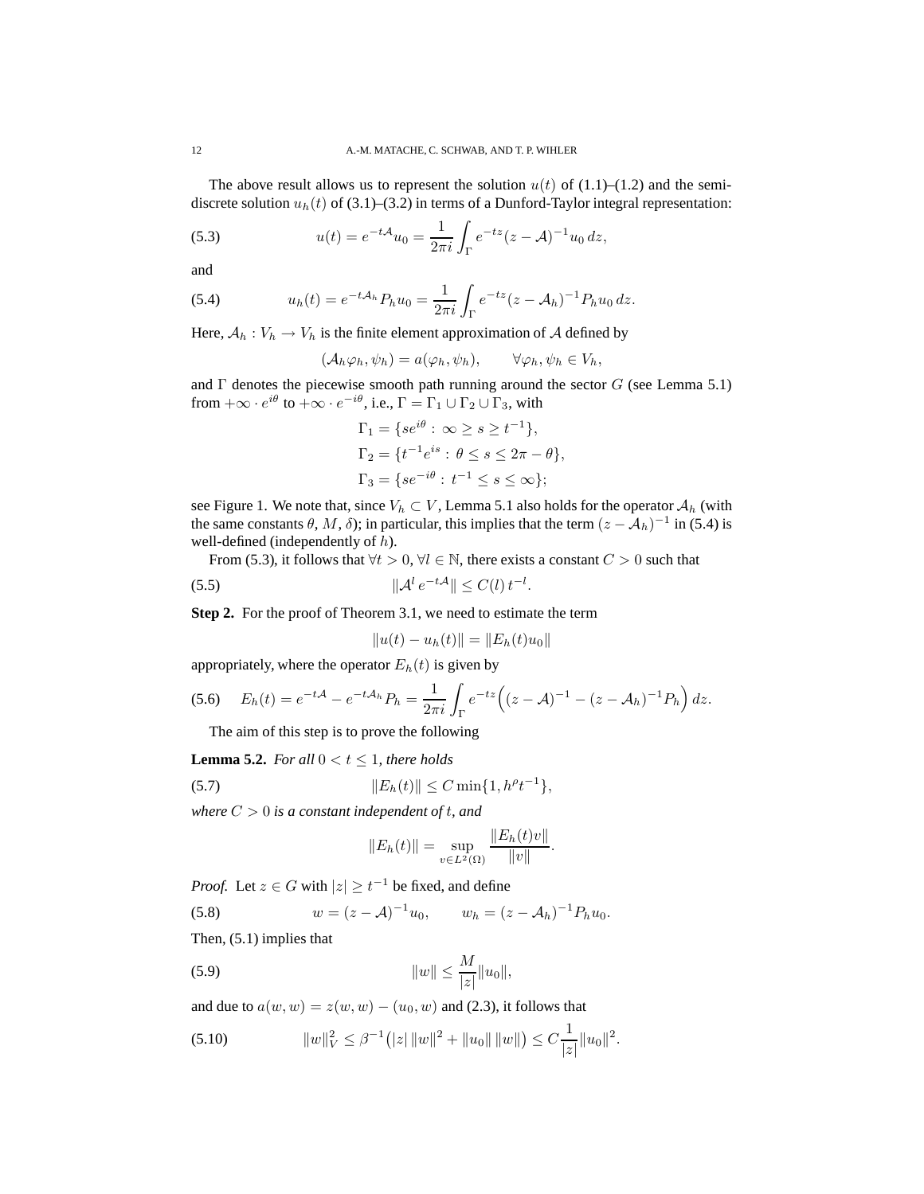The above result allows us to represent the solution $u(t)$ of (1.1)–(1.2) and the semi-discrete solution $u_h(t)$ of (3.1)–(3.2) in terms of a Dunford-Taylor integral representation:

$$u(t) = e^{-t\mathcal{A}}u_0 = \frac{1}{2\pi i}\int_\Gamma e^{-tz}(z-\mathcal{A})^{-1}u_0\,dz, \tag{5.3}$$

and

$$u_h(t) = e^{-t\mathcal{A}_h}P_h u_0 = \frac{1}{2\pi i}\int_\Gamma e^{-tz}(z-\mathcal{A}_h)^{-1}P_h u_0\,dz. \tag{5.4}$$

Here, $\mathcal{A}_h : V_h \to V_h$ is the finite element approximation of $\mathcal{A}$ defined by

$$(\mathcal{A}_h\varphi_h, \psi_h) = a(\varphi_h, \psi_h), \qquad \forall \varphi_h, \psi_h \in V_h,$$

and $\Gamma$ denotes the piecewise smooth path running around the sector $G$ (see Lemma 5.1) from $+\infty \cdot e^{i\theta}$ to $+\infty \cdot e^{-i\theta}$, i.e., $\Gamma = \Gamma_1 \cup \Gamma_2 \cup \Gamma_3$, with

$$\Gamma_1 = \{se^{i\theta} : \infty \geq s \geq t^{-1}\},$$
$$\Gamma_2 = \{t^{-1}e^{is} : \theta \leq s \leq 2\pi - \theta\},$$
$$\Gamma_3 = \{se^{-i\theta} : t^{-1} \leq s \leq \infty\};$$

see Figure 1. We note that, since $V_h \subset V$, Lemma 5.1 also holds for the operator $\mathcal{A}_h$ (with the same constants $\theta$, $M$, $\delta$); in particular, this implies that the term $(z - \mathcal{A}_h)^{-1}$ in (5.4) is well-defined (independently of $h$).

From (5.3), it follows that $\forall t > 0$, $\forall l \in \mathbb{N}$, there exists a constant $C > 0$ such that

$$\|\mathcal{A}^l\, e^{-t\mathcal{A}}\| \leq C(l)\, t^{-l}. \tag{5.5}$$

**Step 2.** For the proof of Theorem 3.1, we need to estimate the term

$$\|u(t) - u_h(t)\| = \|E_h(t)u_0\|$$

appropriately, where the operator $E_h(t)$ is given by

$$E_h(t) = e^{-t\mathcal{A}} - e^{-t\mathcal{A}_h}P_h = \frac{1}{2\pi i}\int_\Gamma e^{-tz}\Big((z-\mathcal{A})^{-1} - (z-\mathcal{A}_h)^{-1}P_h\Big)\,dz. \tag{5.6}$$

The aim of this step is to prove the following

**Lemma 5.2.** *For all $0 < t \leq 1$, there holds*

$$\|E_h(t)\| \leq C\min\{1, h^\rho t^{-1}\}, \tag{5.7}$$

*where $C > 0$ is a constant independent of $t$, and*

$$\|E_h(t)\| = \sup_{v\in L^2(\Omega)} \frac{\|E_h(t)v\|}{\|v\|}.$$

*Proof.* Let $z \in G$ with $|z| \geq t^{-1}$ be fixed, and define

$$w = (z-\mathcal{A})^{-1}u_0, \qquad w_h = (z-\mathcal{A}_h)^{-1}P_h u_0. \tag{5.8}$$

Then, (5.1) implies that

$$\|w\| \leq \frac{M}{|z|}\|u_0\|, \tag{5.9}$$

and due to $a(w,w) = z(w,w) - (u_0, w)$ and (2.3), it follows that

$$\|w\|_V^2 \leq \beta^{-1}\big(|z|\,\|w\|^2 + \|u_0\|\,\|w\|\big) \leq C\frac{1}{|z|}\|u_0\|^2. \tag{5.10}$$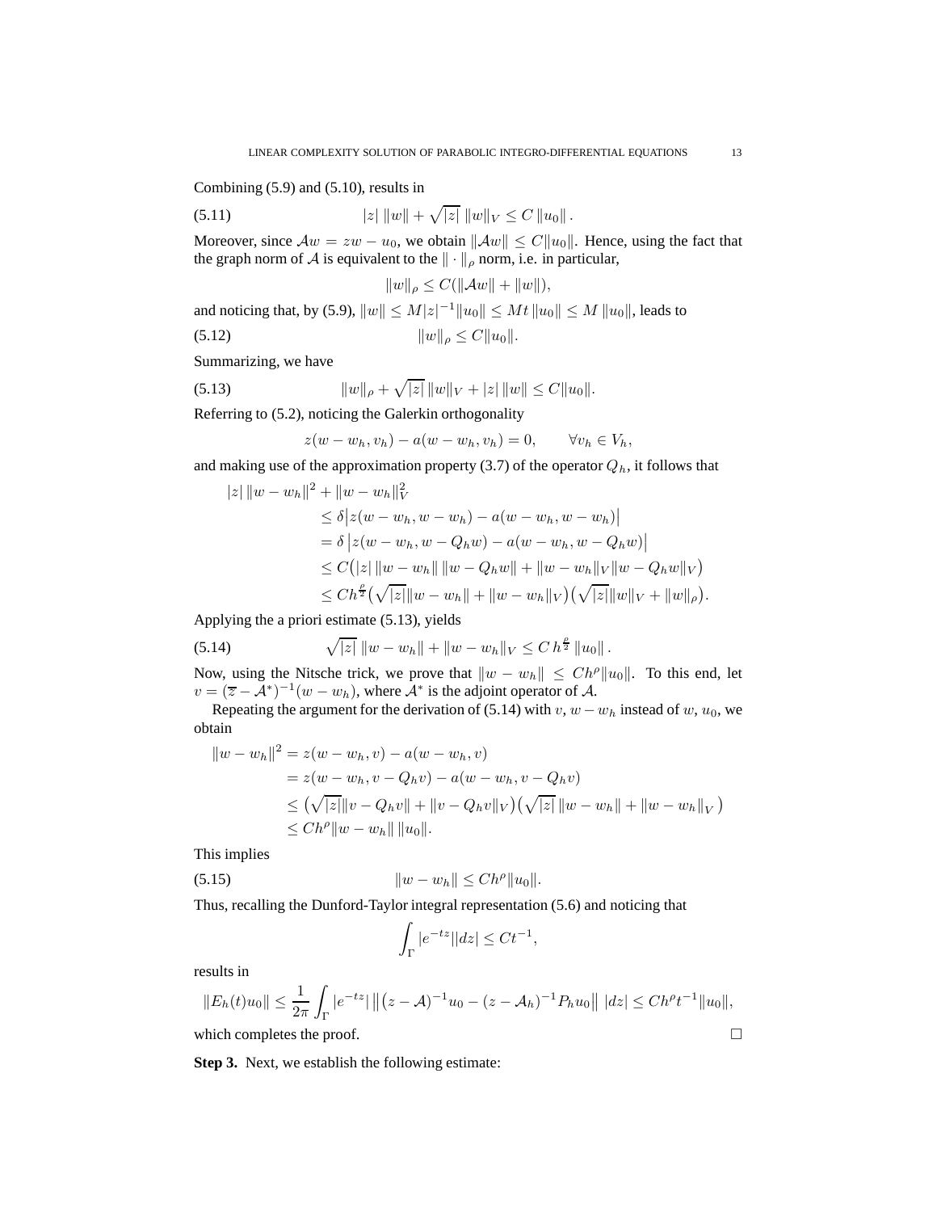Combining (5.9) and (5.10), results in

$$|z|\,\|w\| + \sqrt{|z|}\,\|w\|_V \le C\,\|u_0\|\,. \tag{5.11}$$

Moreover, since $\mathcal{A}w = zw - u_0$, we obtain $\|\mathcal{A}w\| \le C\|u_0\|$. Hence, using the fact that the graph norm of $\mathcal{A}$ is equivalent to the $\|\cdot\|_\rho$ norm, i.e. in particular,

$$\|w\|_\rho \le C(\|\mathcal{A}w\| + \|w\|),$$

and noticing that, by (5.9), $\|w\| \le M|z|^{-1}\|u_0\| \le Mt\,\|u_0\| \le M\,\|u_0\|$, leads to

$$\|w\|_\rho \le C\|u_0\|. \tag{5.12}$$

Summarizing, we have

$$\|w\|_\rho + \sqrt{|z|}\,\|w\|_V + |z|\,\|w\| \le C\|u_0\|. \tag{5.13}$$

Referring to (5.2), noticing the Galerkin orthogonality

$$z(w - w_h, v_h) - a(w - w_h, v_h) = 0, \qquad \forall v_h \in V_h,$$

and making use of the approximation property (3.7) of the operator $Q_h$, it follows that

$$\begin{aligned}
|z|\,\|w - w_h\|^2 + \|w - w_h\|_V^2 &\\
&\le \delta\big|z(w - w_h, w - w_h) - a(w - w_h, w - w_h)\big|\\
&= \delta\,\big|z(w - w_h, w - Q_h w) - a(w - w_h, w - Q_h w)\big|\\
&\le C\big(|z|\,\|w - w_h\|\,\|w - Q_h w\| + \|w - w_h\|_V\|w - Q_h w\|_V\big)\\
&\le Ch^{\frac{\rho}{2}}\big(\sqrt{|z|}\|w - w_h\| + \|w - w_h\|_V\big)\big(\sqrt{|z|}\|w\|_V + \|w\|_\rho\big).
\end{aligned}$$

Applying the a priori estimate (5.13), yields

$$\sqrt{|z|}\,\|w - w_h\| + \|w - w_h\|_V \le C\,h^{\frac{\rho}{2}}\,\|u_0\|\,. \tag{5.14}$$

Now, using the Nitsche trick, we prove that $\|w - w_h\| \le Ch^\rho\|u_0\|$. To this end, let $v = (\overline{z} - \mathcal{A}^*)^{-1}(w - w_h)$, where $\mathcal{A}^*$ is the adjoint operator of $\mathcal{A}$.

Repeating the argument for the derivation of (5.14) with $v$, $w - w_h$ instead of $w$, $u_0$, we obtain

$$\begin{aligned}
\|w - w_h\|^2 &= z(w - w_h, v) - a(w - w_h, v)\\
&= z(w - w_h, v - Q_h v) - a(w - w_h, v - Q_h v)\\
&\le \big(\sqrt{|z|}\|v - Q_h v\| + \|v - Q_h v\|_V\big)\big(\sqrt{|z|}\,\|w - w_h\| + \|w - w_h\|_V\big)\\
&\le Ch^\rho\|w - w_h\|\,\|u_0\|.
\end{aligned}$$

This implies

$$\|w - w_h\| \le Ch^\rho\|u_0\|. \tag{5.15}$$

Thus, recalling the Dunford-Taylor integral representation (5.6) and noticing that

$$\int_\Gamma |e^{-tz}||dz| \le Ct^{-1},$$

results in

$$\|E_h(t)u_0\| \le \frac{1}{2\pi}\int_\Gamma |e^{-tz}|\,\big\|(z - \mathcal{A})^{-1}u_0 - (z - \mathcal{A}_h)^{-1}P_h u_0\big\|\,|dz| \le Ch^\rho t^{-1}\|u_0\|,$$

which completes the proof. □

**Step 3.** Next, we establish the following estimate: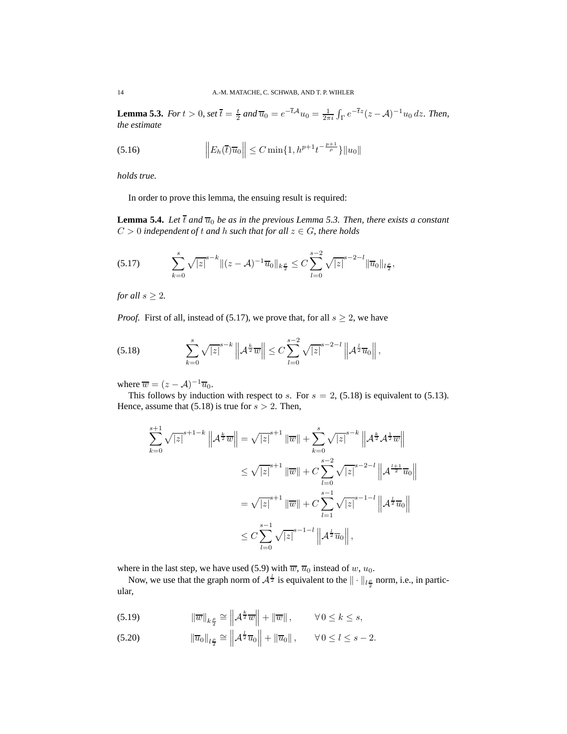**Lemma 5.3.** *For $t > 0$, set $\overline{t} = \frac{t}{2}$ and $\overline{u}_0 = e^{-\overline{t}\mathcal{A}}u_0 = \frac{1}{2\pi i}\int_\Gamma e^{-\overline{t}z}(z-\mathcal{A})^{-1}u_0\,dz$. Then, the estimate*

$$\left\| E_h(\overline{t})\overline{u}_0 \right\| \leq C \min\{1, h^{p+1}t^{-\frac{p+1}{\rho}}\}\|u_0\| \tag{5.16}$$

*holds true.*

In order to prove this lemma, the ensuing result is required:

**Lemma 5.4.** *Let $\overline{t}$ and $\overline{u}_0$ be as in the previous Lemma 5.3. Then, there exists a constant $C > 0$ independent of $t$ and $h$ such that for all $z \in G$, there holds*

$$\sum_{k=0}^{s} \sqrt{|z|}^{s-k} \|(z-\mathcal{A})^{-1}\overline{u}_0\|_{k\frac{\rho}{2}} \leq C \sum_{l=0}^{s-2} \sqrt{|z|}^{s-2-l} \|\overline{u}_0\|_{l\frac{\rho}{2}}, \tag{5.17}$$

*for all $s \geq 2$.*

*Proof.* First of all, instead of (5.17), we prove that, for all $s \geq 2$, we have

$$\sum_{k=0}^{s} \sqrt{|z|}^{s-k} \left\| \mathcal{A}^{\frac{k}{2}}\overline{w} \right\| \leq C \sum_{l=0}^{s-2} \sqrt{|z|}^{s-2-l} \left\| \mathcal{A}^{\frac{l}{2}}\overline{u}_0 \right\|, \tag{5.18}$$

where $\overline{w} = (z-\mathcal{A})^{-1}\overline{u}_0$.

This follows by induction with respect to $s$. For $s = 2$, (5.18) is equivalent to (5.13). Hence, assume that (5.18) is true for $s > 2$. Then,

$$\begin{aligned}
\sum_{k=0}^{s+1} \sqrt{|z|}^{s+1-k} \left\| \mathcal{A}^{\frac{k}{2}}\overline{w} \right\| &= \sqrt{|z|}^{s+1} \|\overline{w}\| + \sum_{k=0}^{s} \sqrt{|z|}^{s-k} \left\| \mathcal{A}^{\frac{k}{2}}\mathcal{A}^{\frac{1}{2}}\overline{w} \right\| \\
&\leq \sqrt{|z|}^{s+1} \|\overline{w}\| + C \sum_{l=0}^{s-2} \sqrt{|z|}^{s-2-l} \left\| \mathcal{A}^{\frac{l+1}{2}}\overline{u}_0 \right\| \\
&= \sqrt{|z|}^{s+1} \|\overline{w}\| + C \sum_{l=1}^{s-1} \sqrt{|z|}^{s-1-l} \left\| \mathcal{A}^{\frac{l}{2}}\overline{u}_0 \right\| \\
&\leq C \sum_{l=0}^{s-1} \sqrt{|z|}^{s-1-l} \left\| \mathcal{A}^{\frac{l}{2}}\overline{u}_0 \right\|,
\end{aligned}$$

where in the last step, we have used (5.9) with $\overline{w}$, $\overline{u}_0$ instead of $w$, $u_0$.

Now, we use that the graph norm of $\mathcal{A}^{\frac{l}{2}}$ is equivalent to the $\|\cdot\|_{l\frac{\rho}{2}}$ norm, i.e., in particular,

$$\|\overline{w}\|_{k\frac{\rho}{2}} \cong \left\| \mathcal{A}^{\frac{k}{2}}\overline{w} \right\| + \|\overline{w}\|, \qquad \forall\, 0 \leq k \leq s, \tag{5.19}$$

$$\|\overline{u}_0\|_{l\frac{\rho}{2}} \cong \left\| \mathcal{A}^{\frac{l}{2}}\overline{u}_0 \right\| + \|\overline{u}_0\|, \qquad \forall\, 0 \leq l \leq s-2. \tag{5.20}$$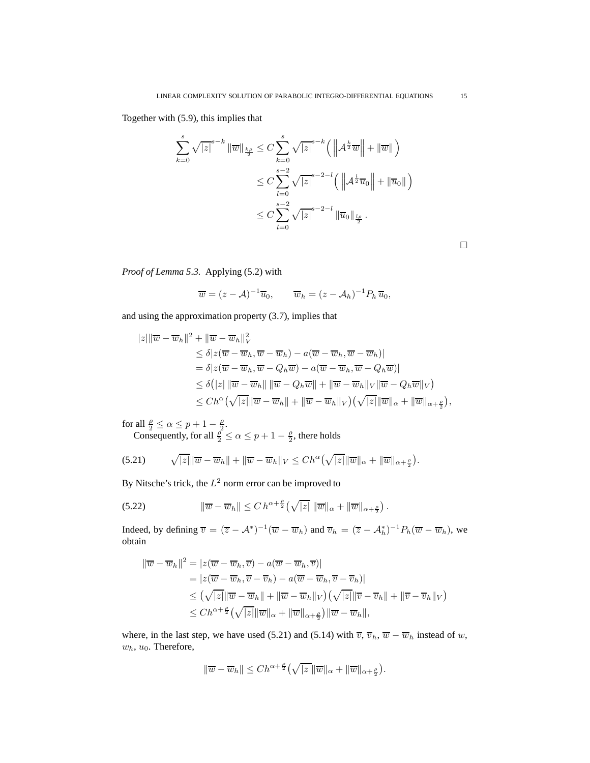Together with (5.9), this implies that

$$
\begin{aligned}
\sum_{k=0}^{s} \sqrt{|z|}^{s-k} \|\overline{w}\|_{\frac{k\rho}{2}} &\le C \sum_{k=0}^{s} \sqrt{|z|}^{s-k} \Big( \Big\| \mathcal{A}^{\frac{k}{2}} \overline{w} \Big\| + \|\overline{w}\| \Big) \\
&\le C \sum_{l=0}^{s-2} \sqrt{|z|}^{s-2-l} \Big( \Big\| \mathcal{A}^{\frac{l}{2}} \overline{u}_0 \Big\| + \|\overline{u}_0\| \Big) \\
&\le C \sum_{l=0}^{s-2} \sqrt{|z|}^{s-2-l} \|\overline{u}_0\|_{\frac{l\rho}{2}} .
\end{aligned}
$$

□

*Proof of Lemma 5.3.* Applying (5.2) with

$$
\overline{w} = (z - \mathcal{A})^{-1} \overline{u}_0, \qquad \overline{w}_h = (z - \mathcal{A}_h)^{-1} P_h \, \overline{u}_0,
$$

and using the approximation property (3.7), implies that

$$
\begin{aligned}
|z| \|\overline{w} - \overline{w}_h\|^2 &+ \|\overline{w} - \overline{w}_h\|_V^2 \\
&\le \delta |z(\overline{w} - \overline{w}_h, \overline{w} - \overline{w}_h) - a(\overline{w} - \overline{w}_h, \overline{w} - \overline{w}_h)| \\
&= \delta |z(\overline{w} - \overline{w}_h, \overline{w} - Q_h \overline{w}) - a(\overline{w} - \overline{w}_h, \overline{w} - Q_h \overline{w})| \\
&\le \delta \big( |z| \, \|\overline{w} - \overline{w}_h\| \, \|\overline{w} - Q_h \overline{w}\| + \|\overline{w} - \overline{w}_h\|_V \|\overline{w} - Q_h \overline{w}\|_V \big) \\
&\le C h^{\alpha} \big( \sqrt{|z|} \|\overline{w} - \overline{w}_h\| + \|\overline{w} - \overline{w}_h\|_V \big) \big( \sqrt{|z|} \|\overline{w}\|_{\alpha} + \|\overline{w}\|_{\alpha + \frac{\rho}{2}} \big),
\end{aligned}
$$

for all $\frac{\rho}{2} \le \alpha \le p + 1 - \frac{\rho}{2}$.

Consequently, for all $\frac{\rho}{2} \le \alpha \le p + 1 - \frac{\rho}{2}$, there holds

$$
\sqrt{|z|} \|\overline{w} - \overline{w}_h\| + \|\overline{w} - \overline{w}_h\|_V \le C h^{\alpha} \big( \sqrt{|z|} \|\overline{w}\|_{\alpha} + \|\overline{w}\|_{\alpha + \frac{\rho}{2}} \big). \tag{5.21}
$$

By Nitsche's trick, the $L^2$ norm error can be improved to

$$
\|\overline{w} - \overline{w}_h\| \le C \, h^{\alpha + \frac{\rho}{2}} \big( \sqrt{|z|} \, \|\overline{w}\|_{\alpha} + \|\overline{w}\|_{\alpha + \frac{\rho}{2}} \big) . \tag{5.22}
$$

Indeed, by defining $\overline{v} = (\overline{z} - \mathcal{A}^*)^{-1} (\overline{w} - \overline{w}_h)$ and $\overline{v}_h = (\overline{z} - \mathcal{A}_h^*)^{-1} P_h (\overline{w} - \overline{w}_h)$, we obtain

$$
\begin{aligned}
\|\overline{w} - \overline{w}_h\|^2 &= |z(\overline{w} - \overline{w}_h, \overline{v}) - a(\overline{w} - \overline{w}_h, \overline{v})| \\
&= |z(\overline{w} - \overline{w}_h, \overline{v} - \overline{v}_h) - a(\overline{w} - \overline{w}_h, \overline{v} - \overline{v}_h)| \\
&\le \big( \sqrt{|z|} \|\overline{w} - \overline{w}_h\| + \|\overline{w} - \overline{w}_h\|_V \big) \big( \sqrt{|z|} \|\overline{v} - \overline{v}_h\| + \|\overline{v} - \overline{v}_h\|_V \big) \\
&\le C h^{\alpha + \frac{\rho}{2}} \big( \sqrt{|z|} \|\overline{w}\|_{\alpha} + \|\overline{w}\|_{\alpha + \frac{\rho}{2}} \big) \|\overline{w} - \overline{w}_h\|,
\end{aligned}
$$

where, in the last step, we have used (5.21) and (5.14) with $\overline{v}$, $\overline{v}_h$, $\overline{w} - \overline{w}_h$ instead of $w$, $w_h$, $u_0$. Therefore,

$$
\|\overline{w} - \overline{w}_h\| \le C h^{\alpha + \frac{\rho}{2}} \big( \sqrt{|z|} \|\overline{w}\|_{\alpha} + \|\overline{w}\|_{\alpha + \frac{\rho}{2}} \big).
$$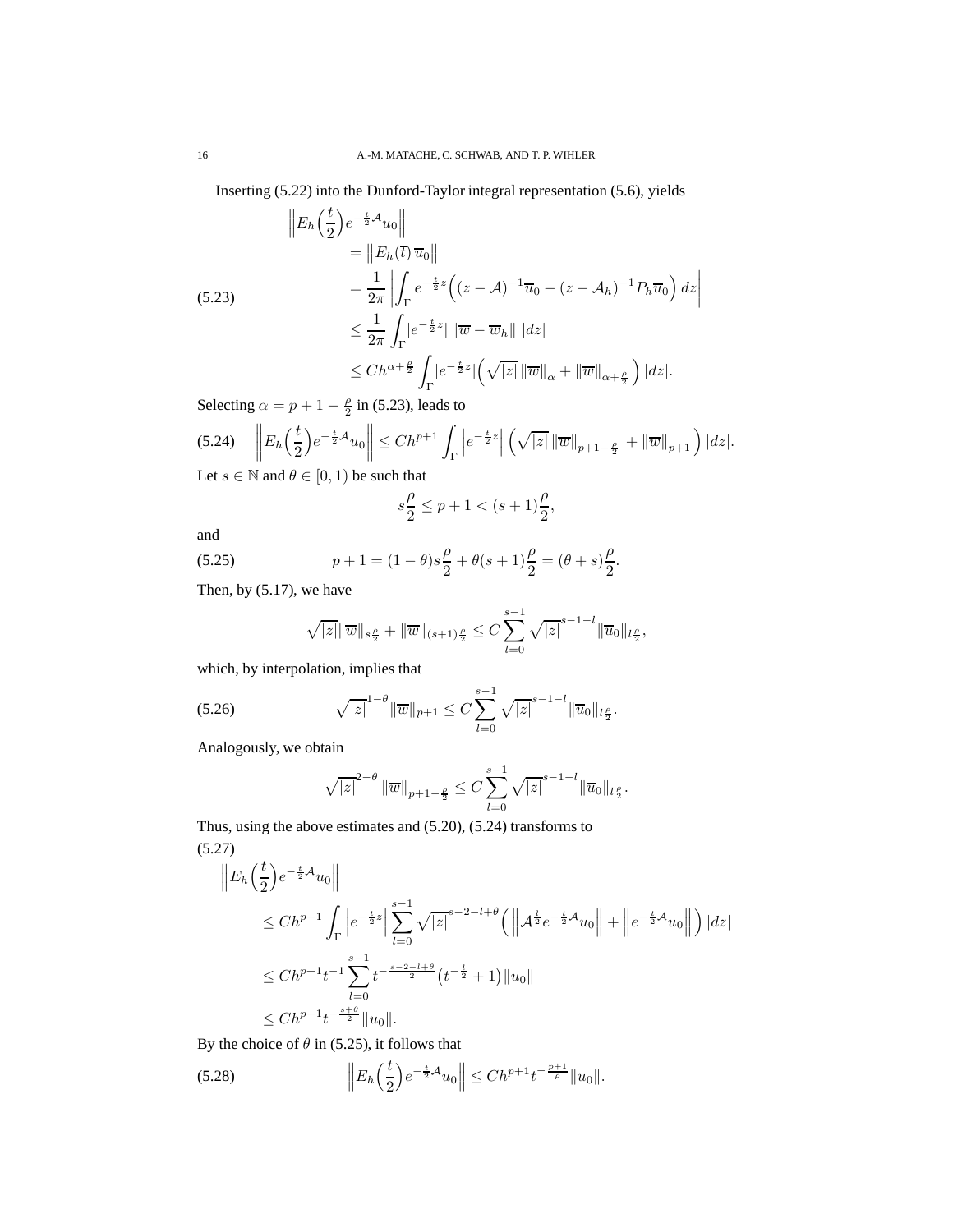Inserting (5.22) into the Dunford-Taylor integral representation (5.6), yields

$$
\begin{aligned}
\left\| E_h\Big(\frac{t}{2}\Big) e^{-\frac{t}{2}\mathcal{A}} u_0 \right\| & \\
&= \left\| E_h(\overline{t})\, \overline{u}_0 \right\| \\
&= \frac{1}{2\pi} \left| \int_\Gamma e^{-\frac{t}{2}z} \Big( (z-\mathcal{A})^{-1}\overline{u}_0 - (z-\mathcal{A}_h)^{-1} P_h \overline{u}_0 \Big)\, dz \right| \\
&\leq \frac{1}{2\pi} \int_\Gamma |e^{-\frac{t}{2}z}|\, \|\overline{w} - \overline{w}_h\|\, |dz| \\
&\leq C h^{\alpha + \frac{\rho}{2}} \int_\Gamma |e^{-\frac{t}{2}z}| \Big( \sqrt{|z|}\, \|\overline{w}\|_\alpha + \|\overline{w}\|_{\alpha+\frac{\rho}{2}} \Big)\, |dz|.
\end{aligned} \tag{5.23}
$$

Selecting $\alpha = p + 1 - \frac{\rho}{2}$ in (5.23), leads to

$$
\left\| E_h\Big(\frac{t}{2}\Big) e^{-\frac{t}{2}\mathcal{A}} u_0 \right\| \leq C h^{p+1} \int_\Gamma \left| e^{-\frac{t}{2}z} \right| \Big( \sqrt{|z|}\, \|\overline{w}\|_{p+1-\frac{\rho}{2}} + \|\overline{w}\|_{p+1} \Big)\, |dz|. \tag{5.24}
$$

Let $s \in \mathbb{N}$ and $\theta \in [0,1)$ be such that

$$
s\frac{\rho}{2} \leq p + 1 < (s+1)\frac{\rho}{2},
$$

and

$$
p + 1 = (1-\theta) s \frac{\rho}{2} + \theta (s+1)\frac{\rho}{2} = (\theta + s)\frac{\rho}{2}. \tag{5.25}
$$

Then, by (5.17), we have

$$
\sqrt{|z|} \|\overline{w}\|_{s\frac{\rho}{2}} + \|\overline{w}\|_{(s+1)\frac{\rho}{2}} \leq C \sum_{l=0}^{s-1} \sqrt{|z|}^{\,s-1-l} \|\overline{u}_0\|_{l\frac{\rho}{2}},
$$

which, by interpolation, implies that

$$
\sqrt{|z|}^{\,1-\theta} \|\overline{w}\|_{p+1} \leq C \sum_{l=0}^{s-1} \sqrt{|z|}^{\,s-1-l} \|\overline{u}_0\|_{l\frac{\rho}{2}}. \tag{5.26}
$$

Analogously, we obtain

$$
\sqrt{|z|}^{\,2-\theta} \|\overline{w}\|_{p+1-\frac{\rho}{2}} \leq C \sum_{l=0}^{s-1} \sqrt{|z|}^{\,s-1-l} \|\overline{u}_0\|_{l\frac{\rho}{2}}.
$$

Thus, using the above estimates and (5.20), (5.24) transforms to

$$
\begin{aligned}
\left\| E_h\Big(\frac{t}{2}\Big) e^{-\frac{t}{2}\mathcal{A}} u_0 \right\| & \\
&\leq C h^{p+1} \int_\Gamma \left| e^{-\frac{t}{2}z} \right| \sum_{l=0}^{s-1} \sqrt{|z|}^{\,s-2-l+\theta} \Big( \left\| \mathcal{A}^{\frac{l}{2}} e^{-\frac{t}{2}\mathcal{A}} u_0 \right\| + \left\| e^{-\frac{t}{2}\mathcal{A}} u_0 \right\| \Big)\, |dz| \\
&\leq C h^{p+1} t^{-1} \sum_{l=0}^{s-1} t^{-\frac{s-2-l+\theta}{2}} \big( t^{-\frac{l}{2}} + 1 \big) \|u_0\| \\
&\leq C h^{p+1} t^{-\frac{s+\theta}{2}} \|u_0\|.
\end{aligned} \tag{5.27}
$$

By the choice of $\theta$ in (5.25), it follows that

$$
\left\| E_h\Big(\frac{t}{2}\Big) e^{-\frac{t}{2}\mathcal{A}} u_0 \right\| \leq C h^{p+1} t^{-\frac{p+1}{\rho}} \|u_0\|. \tag{5.28}
$$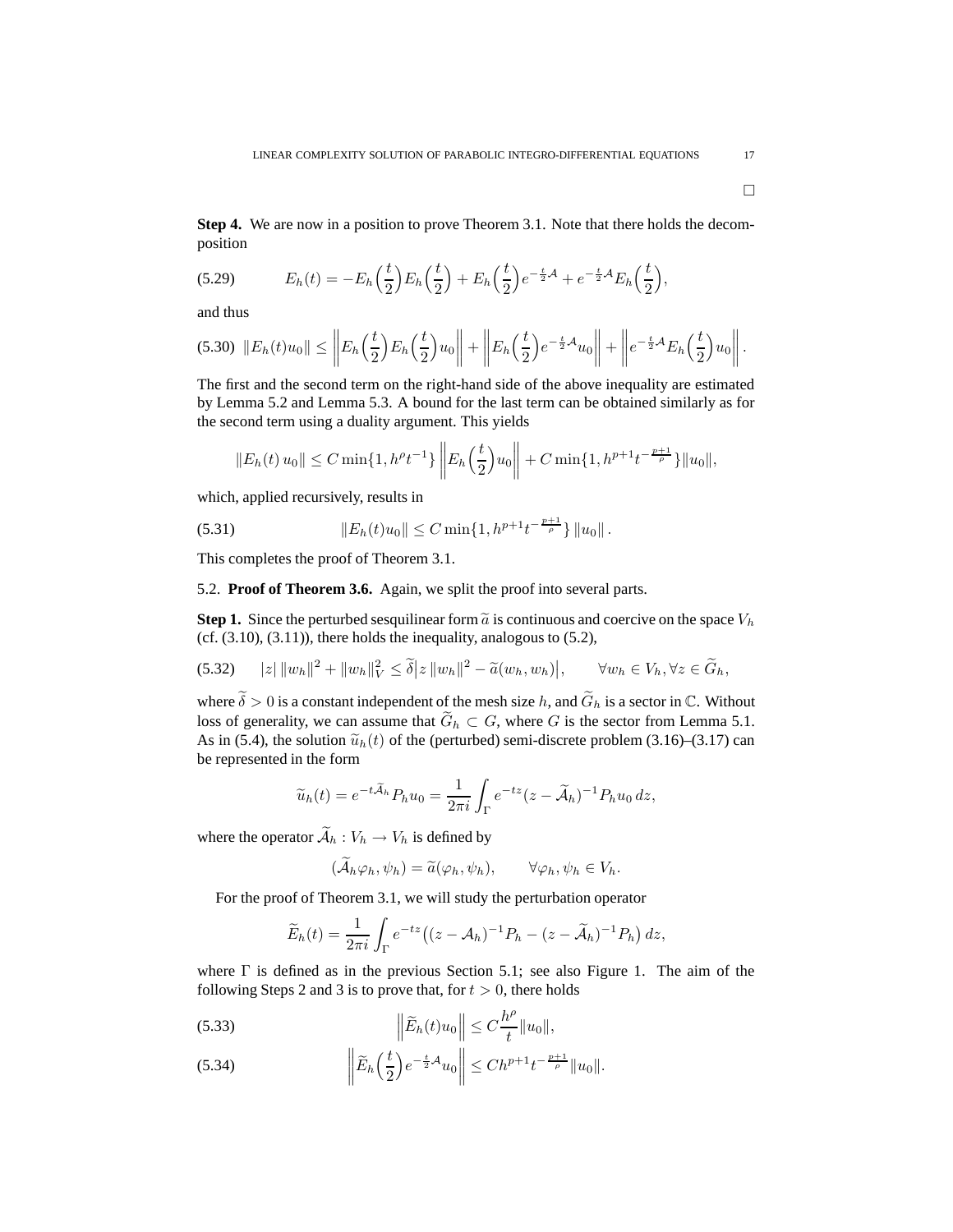□

**Step 4.** We are now in a position to prove Theorem 3.1. Note that there holds the decomposition

$$E_h(t) = -E_h\Big(\frac{t}{2}\Big)E_h\Big(\frac{t}{2}\Big) + E_h\Big(\frac{t}{2}\Big)e^{-\frac{t}{2}\mathcal{A}} + e^{-\frac{t}{2}\mathcal{A}}E_h\Big(\frac{t}{2}\Big), \tag{5.29}$$

and thus

$$\|E_h(t)u_0\| \leq \left\|E_h\Big(\frac{t}{2}\Big)E_h\Big(\frac{t}{2}\Big)u_0\right\| + \left\|E_h\Big(\frac{t}{2}\Big)e^{-\frac{t}{2}\mathcal{A}}u_0\right\| + \left\|e^{-\frac{t}{2}\mathcal{A}}E_h\Big(\frac{t}{2}\Big)u_0\right\|. \tag{5.30}$$

The first and the second term on the right-hand side of the above inequality are estimated by Lemma 5.2 and Lemma 5.3. A bound for the last term can be obtained similarly as for the second term using a duality argument. This yields

$$\|E_h(t)\,u_0\| \leq C\min\{1, h^\rho t^{-1}\}\left\|E_h\Big(\frac{t}{2}\Big)u_0\right\| + C\min\{1, h^{p+1}t^{-\frac{p+1}{\rho}}\}\|u_0\|,$$

which, applied recursively, results in

$$\|E_h(t)u_0\| \leq C\min\{1, h^{p+1}t^{-\frac{p+1}{\rho}}\}\,\|u_0\|\,. \tag{5.31}$$

This completes the proof of Theorem 3.1.

## 5.2. **Proof of Theorem 3.6.** 

Again, we split the proof into several parts.

**Step 1.** Since the perturbed sesquilinear form $\widetilde{a}$ is continuous and coercive on the space $V_h$ (cf. (3.10), (3.11)), there holds the inequality, analogous to (5.2),

$$|z|\,\|w_h\|^2 + \|w_h\|_V^2 \leq \widetilde{\delta}\big|z\,\|w_h\|^2 - \widetilde{a}(w_h, w_h)\big|, \qquad \forall w_h \in V_h, \forall z \in \widetilde{G}_h, \tag{5.32}$$

where $\widetilde{\delta} > 0$ is a constant independent of the mesh size $h$, and $\widetilde{G}_h$ is a sector in $\mathbb{C}$. Without loss of generality, we can assume that $\widetilde{G}_h \subset G$, where $G$ is the sector from Lemma 5.1. As in (5.4), the solution $\widetilde{u}_h(t)$ of the (perturbed) semi-discrete problem (3.16)–(3.17) can be represented in the form

$$\widetilde{u}_h(t) = e^{-t\widetilde{\mathcal{A}}_h}P_h u_0 = \frac{1}{2\pi i}\int_\Gamma e^{-tz}(z - \widetilde{\mathcal{A}}_h)^{-1}P_h u_0\,dz,$$

where the operator $\widetilde{\mathcal{A}}_h : V_h \to V_h$ is defined by

$$(\widetilde{\mathcal{A}}_h\varphi_h, \psi_h) = \widetilde{a}(\varphi_h, \psi_h), \qquad \forall \varphi_h, \psi_h \in V_h.$$

For the proof of Theorem 3.1, we will study the perturbation operator

$$\widetilde{E}_h(t) = \frac{1}{2\pi i}\int_\Gamma e^{-tz}\big((z - \mathcal{A}_h)^{-1}P_h - (z - \widetilde{\mathcal{A}}_h)^{-1}P_h\big)\,dz,$$

where $\Gamma$ is defined as in the previous Section 5.1; see also Figure 1. The aim of the following Steps 2 and 3 is to prove that, for $t > 0$, there holds

$$\left\|\widetilde{E}_h(t)u_0\right\| \leq C\frac{h^\rho}{t}\|u_0\|, \tag{5.33}$$

$$\left\|\widetilde{E}_h\Big(\frac{t}{2}\Big)e^{-\frac{t}{2}\mathcal{A}}u_0\right\| \leq Ch^{p+1}t^{-\frac{p+1}{\rho}}\|u_0\|. \tag{5.34}$$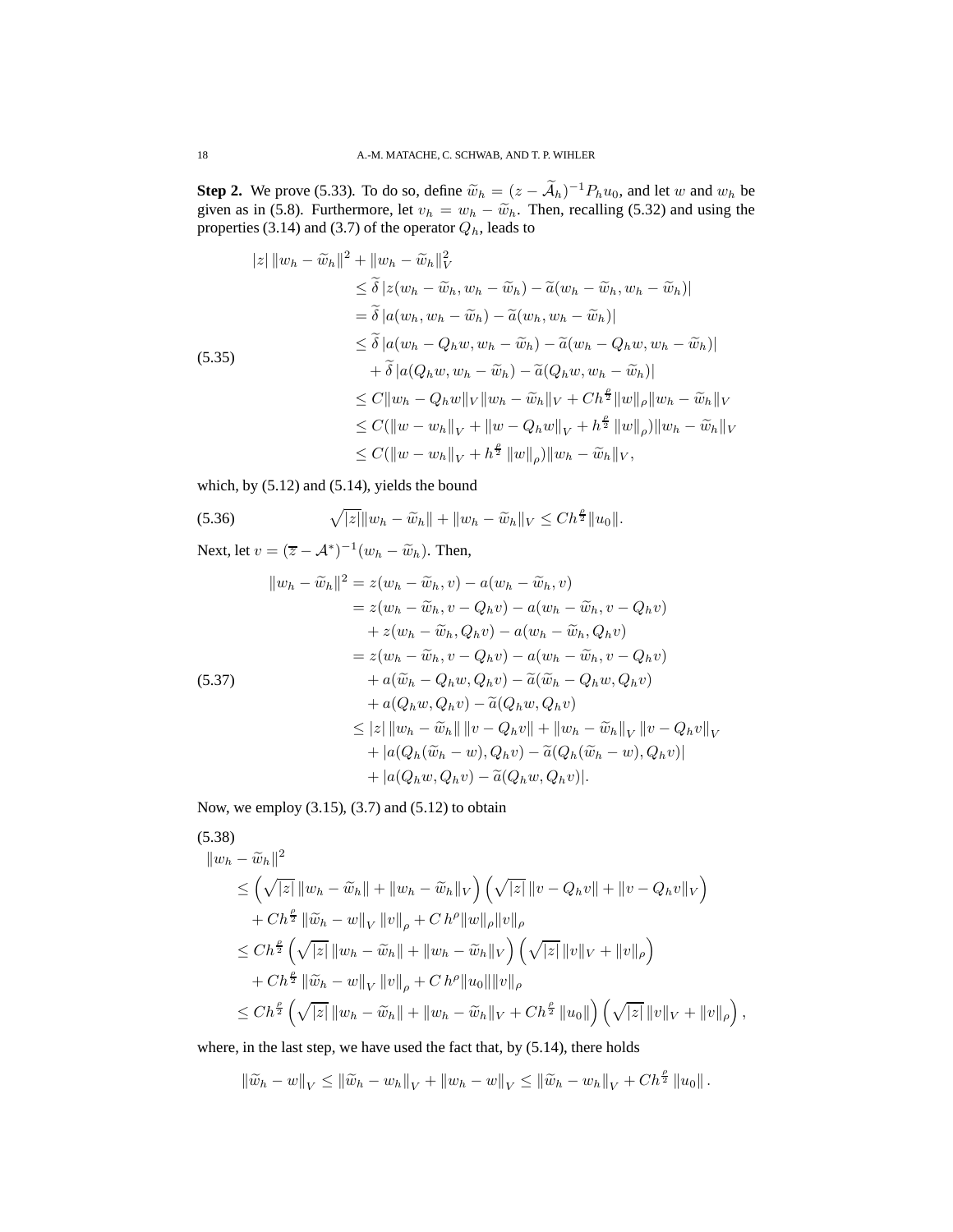**Step 2.** We prove (5.33). To do so, define $\widetilde{w}_h = (z - \widetilde{\mathcal{A}}_h)^{-1} P_h u_0$, and let $w$ and $w_h$ be given as in (5.8). Furthermore, let $v_h = w_h - \widetilde{w}_h$. Then, recalling (5.32) and using the properties (3.14) and (3.7) of the operator $Q_h$, leads to

$$
\begin{aligned}
|z| \, \|w_h - \widetilde{w}_h\|^2 + \|w_h - \widetilde{w}_h\|_V^2
&\leq \widetilde{\delta} \, |z(w_h - \widetilde{w}_h, w_h - \widetilde{w}_h) - \widetilde{a}(w_h - \widetilde{w}_h, w_h - \widetilde{w}_h)| \\
&= \widetilde{\delta} \, |a(w_h, w_h - \widetilde{w}_h) - \widetilde{a}(w_h, w_h - \widetilde{w}_h)| \\
&\leq \widetilde{\delta} \, |a(w_h - Q_h w, w_h - \widetilde{w}_h) - \widetilde{a}(w_h - Q_h w, w_h - \widetilde{w}_h)| \\
&\quad + \widetilde{\delta} \, |a(Q_h w, w_h - \widetilde{w}_h) - \widetilde{a}(Q_h w, w_h - \widetilde{w}_h)| \\
&\leq C \|w_h - Q_h w\|_V \|w_h - \widetilde{w}_h\|_V + C h^{\frac{\varrho}{2}} \|w\|_\rho \|w_h - \widetilde{w}_h\|_V \\
&\leq C (\|w - w_h\|_V + \|w - Q_h w\|_V + h^{\frac{\varrho}{2}} \|w\|_\rho) \|w_h - \widetilde{w}_h\|_V \\
&\leq C (\|w - w_h\|_V + h^{\frac{\varrho}{2}} \|w\|_\rho) \|w_h - \widetilde{w}_h\|_V,
\end{aligned} \tag{5.35}
$$

which, by (5.12) and (5.14), yields the bound

$$
\sqrt{|z|} \|w_h - \widetilde{w}_h\| + \|w_h - \widetilde{w}_h\|_V \leq C h^{\frac{\varrho}{2}} \|u_0\|. \tag{5.36}
$$

Next, let $v = (\overline{z} - \mathcal{A}^*)^{-1}(w_h - \widetilde{w}_h)$. Then,

$$
\begin{aligned}
\|w_h - \widetilde{w}_h\|^2 &= z(w_h - \widetilde{w}_h, v) - a(w_h - \widetilde{w}_h, v) \\
&= z(w_h - \widetilde{w}_h, v - Q_h v) - a(w_h - \widetilde{w}_h, v - Q_h v) \\
&\quad + z(w_h - \widetilde{w}_h, Q_h v) - a(w_h - \widetilde{w}_h, Q_h v) \\
&= z(w_h - \widetilde{w}_h, v - Q_h v) - a(w_h - \widetilde{w}_h, v - Q_h v) \\
&\quad + a(\widetilde{w}_h - Q_h w, Q_h v) - \widetilde{a}(\widetilde{w}_h - Q_h w, Q_h v) \\
&\quad + a(Q_h w, Q_h v) - \widetilde{a}(Q_h w, Q_h v) \\
&\leq |z| \, \|w_h - \widetilde{w}_h\| \, \|v - Q_h v\| + \|w_h - \widetilde{w}_h\|_V \, \|v - Q_h v\|_V \\
&\quad + |a(Q_h(\widetilde{w}_h - w), Q_h v) - \widetilde{a}(Q_h(\widetilde{w}_h - w), Q_h v)| \\
&\quad + |a(Q_h w, Q_h v) - \widetilde{a}(Q_h w, Q_h v)|.
\end{aligned} \tag{5.37}
$$

Now, we employ (3.15), (3.7) and (5.12) to obtain

$$
\begin{aligned}
&\|w_h - \widetilde{w}_h\|^2 \\
&\leq \left( \sqrt{|z|} \, \|w_h - \widetilde{w}_h\| + \|w_h - \widetilde{w}_h\|_V \right) \left( \sqrt{|z|} \, \|v - Q_h v\| + \|v - Q_h v\|_V \right) \\
&\quad + C h^{\frac{\varrho}{2}} \, \|\widetilde{w}_h - w\|_V \, \|v\|_\rho + C \, h^\rho \|w\|_\rho \|v\|_\rho \\
&\leq C h^{\frac{\varrho}{2}} \left( \sqrt{|z|} \, \|w_h - \widetilde{w}_h\| + \|w_h - \widetilde{w}_h\|_V \right) \left( \sqrt{|z|} \, \|v\|_V + \|v\|_\rho \right) \\
&\quad + C h^{\frac{\varrho}{2}} \, \|\widetilde{w}_h - w\|_V \, \|v\|_\rho + C \, h^\rho \|u_0\| \|v\|_\rho \\
&\leq C h^{\frac{\varrho}{2}} \left( \sqrt{|z|} \, \|w_h - \widetilde{w}_h\| + \|w_h - \widetilde{w}_h\|_V + C h^{\frac{\varrho}{2}} \, \|u_0\| \right) \left( \sqrt{|z|} \, \|v\|_V + \|v\|_\rho \right),
\end{aligned} \tag{5.38}
$$

where, in the last step, we have used the fact that, by (5.14), there holds

$$
\|\widetilde{w}_h - w\|_V \leq \|\widetilde{w}_h - w_h\|_V + \|w_h - w\|_V \leq \|\widetilde{w}_h - w_h\|_V + C h^{\frac{\varrho}{2}} \, \|u_0\| .
$$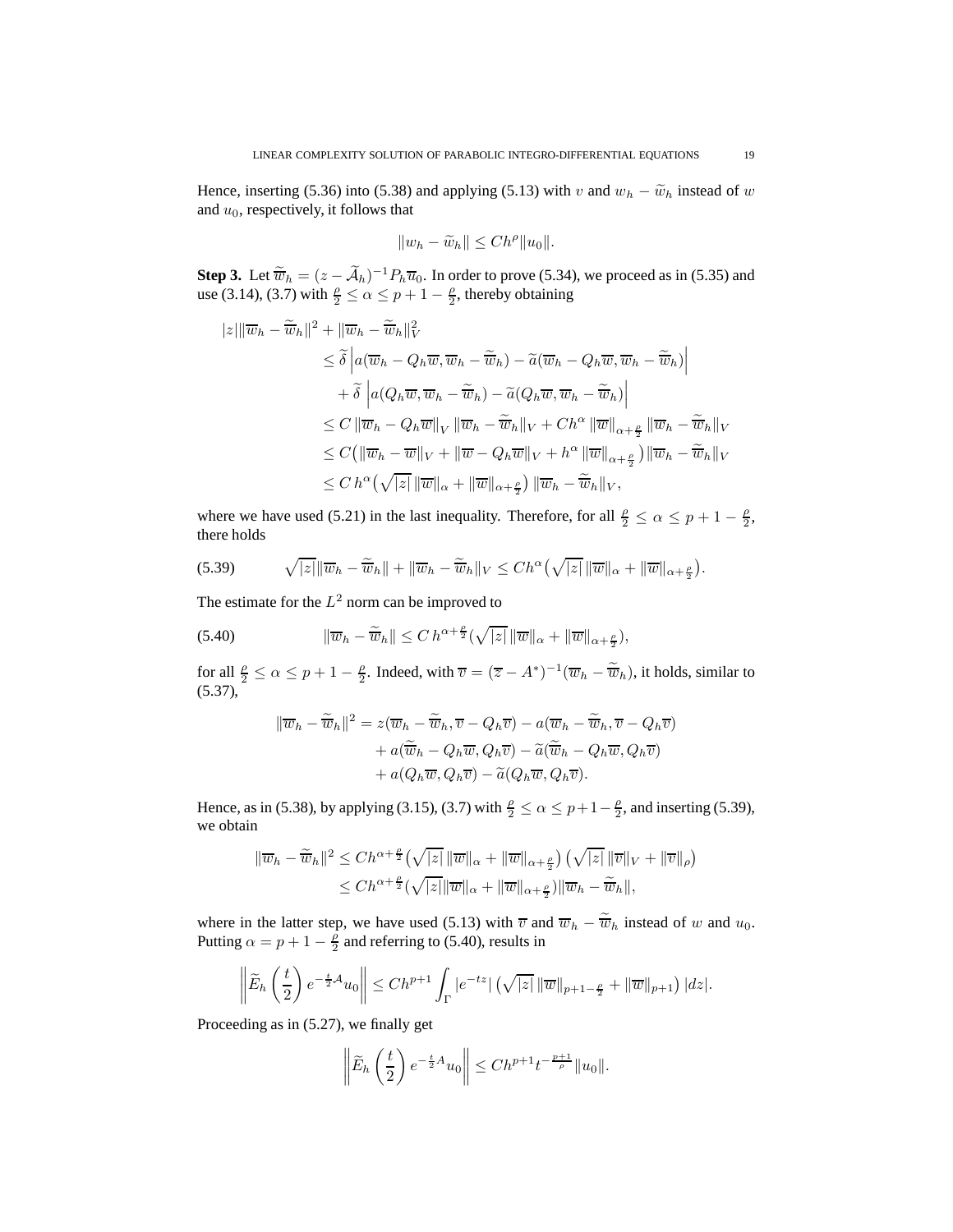Hence, inserting (5.36) into (5.38) and applying (5.13) with $v$ and $w_h - \widetilde{w}_h$ instead of $w$ and $u_0$, respectively, it follows that

$$\|w_h - \widetilde{w}_h\| \le Ch^\rho \|u_0\|.$$

**Step 3.** Let $\widetilde{\overline{w}}_h = (z - \widetilde{\mathcal{A}}_h)^{-1} P_h \overline{u}_0$. In order to prove (5.34), we proceed as in (5.35) and use (3.14), (3.7) with $\frac{\rho}{2} \le \alpha \le p + 1 - \frac{\rho}{2}$, thereby obtaining

$$\begin{aligned}
|z| \|\overline{w}_h - \widetilde{\overline{w}}_h\|^2 + \|\overline{w}_h - \widetilde{\overline{w}}_h\|_V^2 &\le \widetilde{\delta} \left| a(\overline{w}_h - Q_h\overline{w}, \overline{w}_h - \widetilde{\overline{w}}_h) - \widetilde{a}(\overline{w}_h - Q_h\overline{w}, \overline{w}_h - \widetilde{\overline{w}}_h) \right| \\
&\quad + \widetilde{\delta} \left| a(Q_h\overline{w}, \overline{w}_h - \widetilde{\overline{w}}_h) - \widetilde{a}(Q_h\overline{w}, \overline{w}_h - \widetilde{\overline{w}}_h) \right| \\
&\le C \|\overline{w}_h - Q_h\overline{w}\|_V \|\overline{w}_h - \widetilde{\overline{w}}_h\|_V + Ch^\alpha \|\overline{w}\|_{\alpha + \frac{\rho}{2}} \|\overline{w}_h - \widetilde{\overline{w}}_h\|_V \\
&\le C\big( \|\overline{w}_h - \overline{w}\|_V + \|\overline{w} - Q_h\overline{w}\|_V + h^\alpha \|\overline{w}\|_{\alpha + \frac{\rho}{2}} \big) \|\overline{w}_h - \widetilde{\overline{w}}_h\|_V \\
&\le C\, h^\alpha \big( \sqrt{|z|}\, \|\overline{w}\|_\alpha + \|\overline{w}\|_{\alpha + \frac{\rho}{2}} \big) \|\overline{w}_h - \widetilde{\overline{w}}_h\|_V,
\end{aligned}$$

where we have used (5.21) in the last inequality. Therefore, for all $\frac{\rho}{2} \le \alpha \le p + 1 - \frac{\rho}{2}$, there holds

$$\sqrt{|z|} \|\overline{w}_h - \widetilde{\overline{w}}_h\| + \|\overline{w}_h - \widetilde{\overline{w}}_h\|_V \le Ch^\alpha \big( \sqrt{|z|}\, \|\overline{w}\|_\alpha + \|\overline{w}\|_{\alpha + \frac{\rho}{2}} \big). \tag{5.39}$$

The estimate for the $L^2$ norm can be improved to

$$\|\overline{w}_h - \widetilde{\overline{w}}_h\| \le C\, h^{\alpha + \frac{\rho}{2}} \big( \sqrt{|z|}\, \|\overline{w}\|_\alpha + \|\overline{w}\|_{\alpha + \frac{\rho}{2}} \big), \tag{5.40}$$

for all $\frac{\rho}{2} \le \alpha \le p + 1 - \frac{\rho}{2}$. Indeed, with $\overline{v} = (\overline{z} - A^*)^{-1}(\overline{w}_h - \widetilde{\overline{w}}_h)$, it holds, similar to (5.37),

$$\begin{aligned}
\|\overline{w}_h - \widetilde{\overline{w}}_h\|^2 &= z(\overline{w}_h - \widetilde{\overline{w}}_h, \overline{v} - Q_h\overline{v}) - a(\overline{w}_h - \widetilde{\overline{w}}_h, \overline{v} - Q_h\overline{v}) \\
&\quad + a(\widetilde{\overline{w}}_h - Q_h\overline{w}, Q_h\overline{v}) - \widetilde{a}(\widetilde{\overline{w}}_h - Q_h\overline{w}, Q_h\overline{v}) \\
&\quad + a(Q_h\overline{w}, Q_h\overline{v}) - \widetilde{a}(Q_h\overline{w}, Q_h\overline{v}).
\end{aligned}$$

Hence, as in (5.38), by applying (3.15), (3.7) with $\frac{\rho}{2} \le \alpha \le p + 1 - \frac{\rho}{2}$, and inserting (5.39), we obtain

$$\begin{aligned}
\|\overline{w}_h - \widetilde{\overline{w}}_h\|^2 &\le Ch^{\alpha + \frac{\rho}{2}} \big( \sqrt{|z|}\, \|\overline{w}\|_\alpha + \|\overline{w}\|_{\alpha + \frac{\rho}{2}} \big) \big( \sqrt{|z|}\, \|\overline{v}\|_V + \|\overline{v}\|_\rho \big) \\
&\le Ch^{\alpha + \frac{\rho}{2}} \big( \sqrt{|z|} \|\overline{w}\|_\alpha + \|\overline{w}\|_{\alpha + \frac{\rho}{2}} \big) \|\overline{w}_h - \widetilde{\overline{w}}_h\|,
\end{aligned}$$

where in the latter step, we have used (5.13) with $\overline{v}$ and $\overline{w}_h - \widetilde{\overline{w}}_h$ instead of $w$ and $u_0$. Putting $\alpha = p + 1 - \frac{\rho}{2}$ and referring to (5.40), results in

$$\left\| \widetilde{E}_h \left( \frac{t}{2} \right) e^{-\frac{t}{2}\mathcal{A}} u_0 \right\| \le Ch^{p+1} \int_\Gamma |e^{-tz}| \big( \sqrt{|z|}\, \|\overline{w}\|_{p+1-\frac{\rho}{2}} + \|\overline{w}\|_{p+1} \big) \, |dz|.$$

Proceeding as in (5.27), we finally get

$$\left\| \widetilde{E}_h \left( \frac{t}{2} \right) e^{-\frac{t}{2}A} u_0 \right\| \le Ch^{p+1} t^{-\frac{p+1}{\rho}} \|u_0\|.$$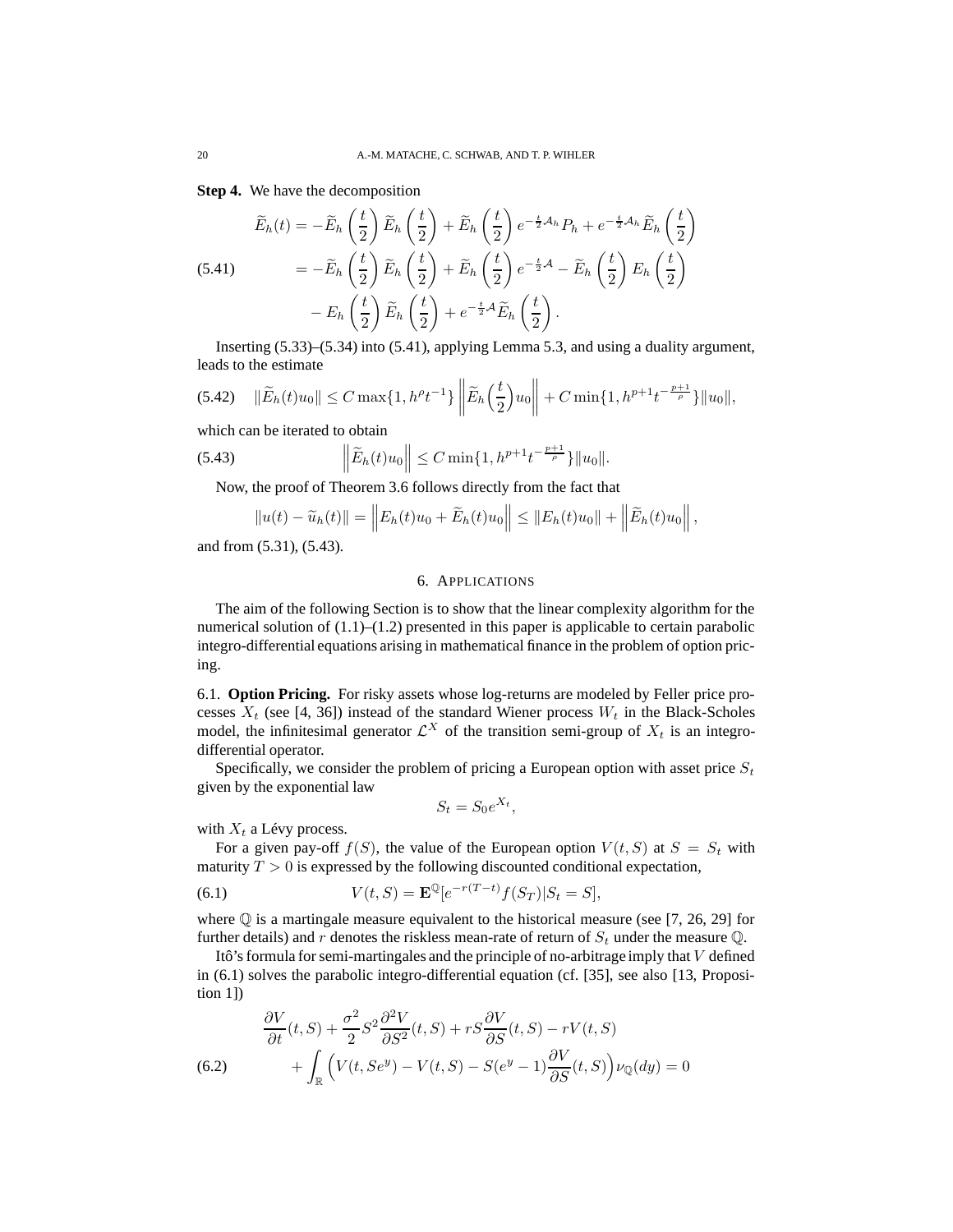**Step 4.** We have the decomposition

$$
\begin{aligned}
\widetilde{E}_h(t) &= -\widetilde{E}_h\left(\frac{t}{2}\right)\widetilde{E}_h\left(\frac{t}{2}\right) + \widetilde{E}_h\left(\frac{t}{2}\right)e^{-\frac{t}{2}\mathcal{A}_h}P_h + e^{-\frac{t}{2}\mathcal{A}_h}\widetilde{E}_h\left(\frac{t}{2}\right) \\
&= -\widetilde{E}_h\left(\frac{t}{2}\right)\widetilde{E}_h\left(\frac{t}{2}\right) + \widetilde{E}_h\left(\frac{t}{2}\right)e^{-\frac{t}{2}\mathcal{A}} - \widetilde{E}_h\left(\frac{t}{2}\right)E_h\left(\frac{t}{2}\right) \\
&\quad - E_h\left(\frac{t}{2}\right)\widetilde{E}_h\left(\frac{t}{2}\right) + e^{-\frac{t}{2}\mathcal{A}}\widetilde{E}_h\left(\frac{t}{2}\right).
\end{aligned}
\tag{5.41}
$$

Inserting (5.33)–(5.34) into (5.41), applying Lemma 5.3, and using a duality argument, leads to the estimate

$$
\|\widetilde{E}_h(t)u_0\| \le C\max\{1, h^\rho t^{-1}\}\left\|\widetilde{E}_h\Big(\frac{t}{2}\Big)u_0\right\| + C\min\{1, h^{p+1}t^{-\frac{p+1}{\rho}}\}\|u_0\|,
\tag{5.42}
$$

which can be iterated to obtain

$$
\left\|\widetilde{E}_h(t)u_0\right\| \le C\min\{1, h^{p+1}t^{-\frac{p+1}{\rho}}\}\|u_0\|.
\tag{5.43}
$$

Now, the proof of Theorem 3.6 follows directly from the fact that

$$
\|u(t) - \widetilde{u}_h(t)\| = \left\|E_h(t)u_0 + \widetilde{E}_h(t)u_0\right\| \le \|E_h(t)u_0\| + \left\|\widetilde{E}_h(t)u_0\right\|,
$$

and from (5.31), (5.43).

## 6. Applications

The aim of the following Section is to show that the linear complexity algorithm for the numerical solution of (1.1)–(1.2) presented in this paper is applicable to certain parabolic integro-differential equations arising in mathematical finance in the problem of option pricing.

### 6.1. Option Pricing.

For risky assets whose log-returns are modeled by Feller price processes $X_t$ (see [4, 36]) instead of the standard Wiener process $W_t$ in the Black-Scholes model, the infinitesimal generator $\mathcal{L}^X$ of the transition semi-group of $X_t$ is an integro-differential operator.

Specifically, we consider the problem of pricing a European option with asset price $S_t$ given by the exponential law

$$
S_t = S_0 e^{X_t},
$$

with $X_t$ a Lévy process.

For a given pay-off $f(S)$, the value of the European option $V(t,S)$ at $S = S_t$ with maturity $T > 0$ is expressed by the following discounted conditional expectation,

$$
V(t,S) = \mathbf{E}^{\mathbb{Q}}[e^{-r(T-t)}f(S_T)|S_t = S],
\tag{6.1}
$$

where $\mathbb{Q}$ is a martingale measure equivalent to the historical measure (see [7, 26, 29] for further details) and $r$ denotes the riskless mean-rate of return of $S_t$ under the measure $\mathbb{Q}$.

Itô's formula for semi-martingales and the principle of no-arbitrage imply that $V$ defined in (6.1) solves the parabolic integro-differential equation (cf. [35], see also [13, Proposition 1])

$$
\begin{aligned}
&\frac{\partial V}{\partial t}(t,S) + \frac{\sigma^2}{2}S^2\frac{\partial^2 V}{\partial S^2}(t,S) + rS\frac{\partial V}{\partial S}(t,S) - rV(t,S) \\
&\quad + \int_{\mathbb{R}}\Big(V(t,Se^y) - V(t,S) - S(e^y - 1)\frac{\partial V}{\partial S}(t,S)\Big)\nu_{\mathbb{Q}}(dy) = 0
\end{aligned}
\tag{6.2}
$$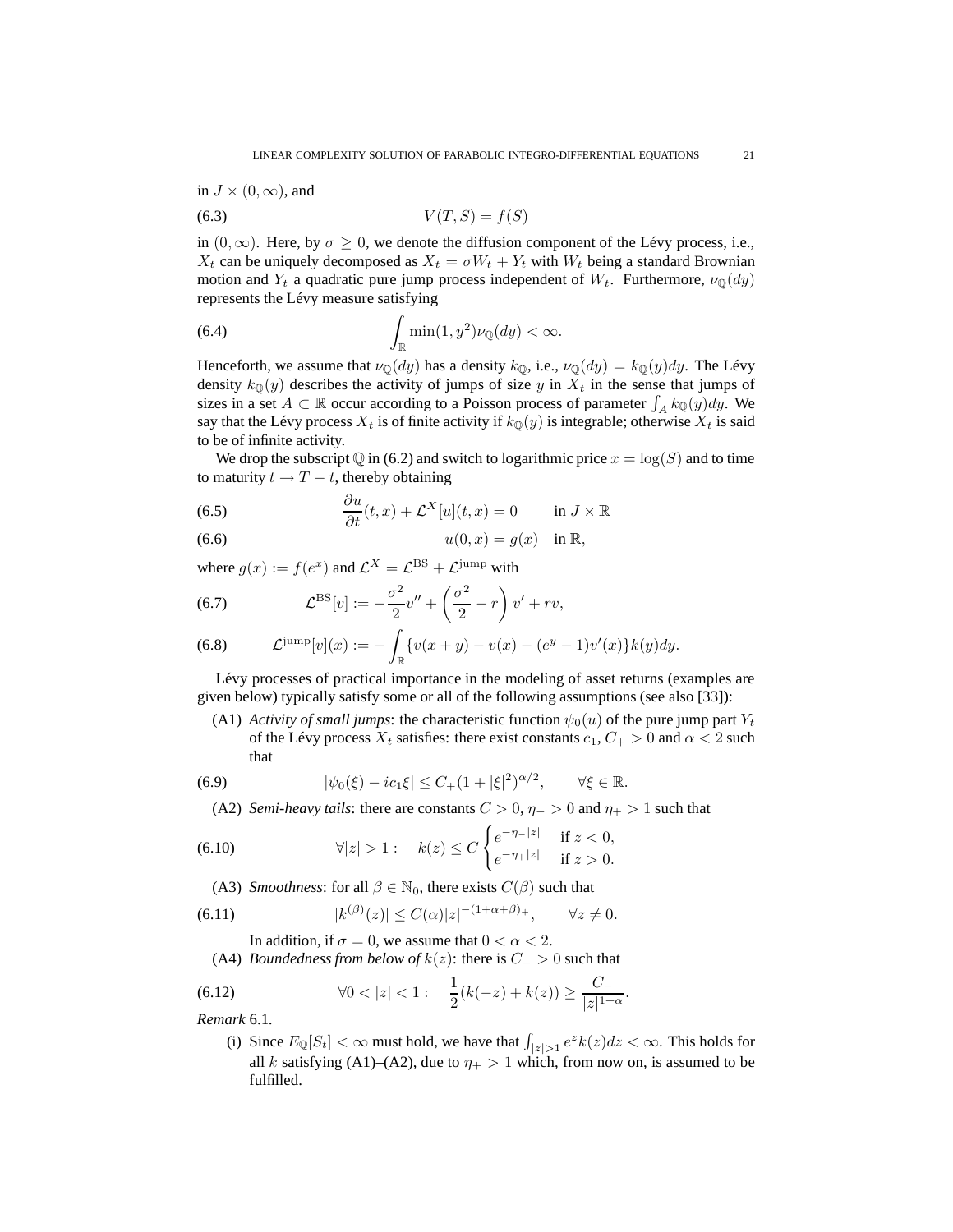in $J \times (0, \infty)$, and

$$V(T, S) = f(S) \tag{6.3}$$

in $(0, \infty)$. Here, by $\sigma \geq 0$, we denote the diffusion component of the Lévy process, i.e., $X_t$ can be uniquely decomposed as $X_t = \sigma W_t + Y_t$ with $W_t$ being a standard Brownian motion and $Y_t$ a quadratic pure jump process independent of $W_t$. Furthermore, $\nu_{\mathbb{Q}}(dy)$ represents the Lévy measure satisfying

$$\int_{\mathbb{R}} \min(1, y^2) \nu_{\mathbb{Q}}(dy) < \infty. \tag{6.4}$$

Henceforth, we assume that $\nu_{\mathbb{Q}}(dy)$ has a density $k_{\mathbb{Q}}$, i.e., $\nu_{\mathbb{Q}}(dy) = k_{\mathbb{Q}}(y)dy$. The Lévy density $k_{\mathbb{Q}}(y)$ describes the activity of jumps of size $y$ in $X_t$ in the sense that jumps of sizes in a set $A \subset \mathbb{R}$ occur according to a Poisson process of parameter $\int_A k_{\mathbb{Q}}(y)dy$. We say that the Lévy process $X_t$ is of finite activity if $k_{\mathbb{Q}}(y)$ is integrable; otherwise $X_t$ is said to be of infinite activity.

We drop the subscript $\mathbb{Q}$ in (6.2) and switch to logarithmic price $x = \log(S)$ and to time to maturity $t \to T - t$, thereby obtaining

$$\frac{\partial u}{\partial t}(t, x) + \mathcal{L}^X[u](t, x) = 0 \qquad \text{in } J \times \mathbb{R} \tag{6.5}$$

$$u(0, x) = g(x) \quad \text{in } \mathbb{R}, \tag{6.6}$$

where $g(x) := f(e^x)$ and $\mathcal{L}^X = \mathcal{L}^{\text{BS}} + \mathcal{L}^{\text{jump}}$ with

$$\mathcal{L}^{\text{BS}}[v] := -\frac{\sigma^2}{2} v'' + \left( \frac{\sigma^2}{2} - r \right) v' + rv, \tag{6.7}$$

$$\mathcal{L}^{\text{jump}}[v](x) := -\int_{\mathbb{R}} \{ v(x + y) - v(x) - (e^y - 1)v'(x) \} k(y) dy. \tag{6.8}$$

Lévy processes of practical importance in the modeling of asset returns (examples are given below) typically satisfy some or all of the following assumptions (see also [33]):

(A1) *Activity of small jumps*: the characteristic function $\psi_0(u)$ of the pure jump part $Y_t$ of the Lévy process $X_t$ satisfies: there exist constants $c_1, C_+ > 0$ and $\alpha < 2$ such that

$$|\psi_0(\xi) - ic_1\xi| \leq C_+(1 + |\xi|^2)^{\alpha/2}, \qquad \forall \xi \in \mathbb{R}. \tag{6.9}$$

(A2) *Semi-heavy tails*: there are constants $C > 0$, $\eta_- > 0$ and $\eta_+ > 1$ such that

$$\forall |z| > 1 : \quad k(z) \leq C \begin{cases} e^{-\eta_-|z|} & \text{if } z < 0, \\ e^{-\eta_+|z|} & \text{if } z > 0. \end{cases} \tag{6.10}$$

(A3) *Smoothness*: for all $\beta \in \mathbb{N}_0$, there exists $C(\beta)$ such that

$$|k^{(\beta)}(z)| \leq C(\alpha)|z|^{-(1+\alpha+\beta)_+}, \qquad \forall z \neq 0. \tag{6.11}$$

In addition, if $\sigma = 0$, we assume that $0 < \alpha < 2$.

(A4) *Boundedness from below of $k(z)$*: there is $C_- > 0$ such that

$$\forall 0 < |z| < 1 : \quad \frac{1}{2}(k(-z) + k(z)) \geq \frac{C_-}{|z|^{1+\alpha}}. \tag{6.12}$$

*Remark* 6.1.

(i) Since $E_{\mathbb{Q}}[S_t] < \infty$ must hold, we have that $\int_{|z|>1} e^z k(z) dz < \infty$. This holds for all $k$ satisfying (A1)–(A2), due to $\eta_+ > 1$ which, from now on, is assumed to be fulfilled.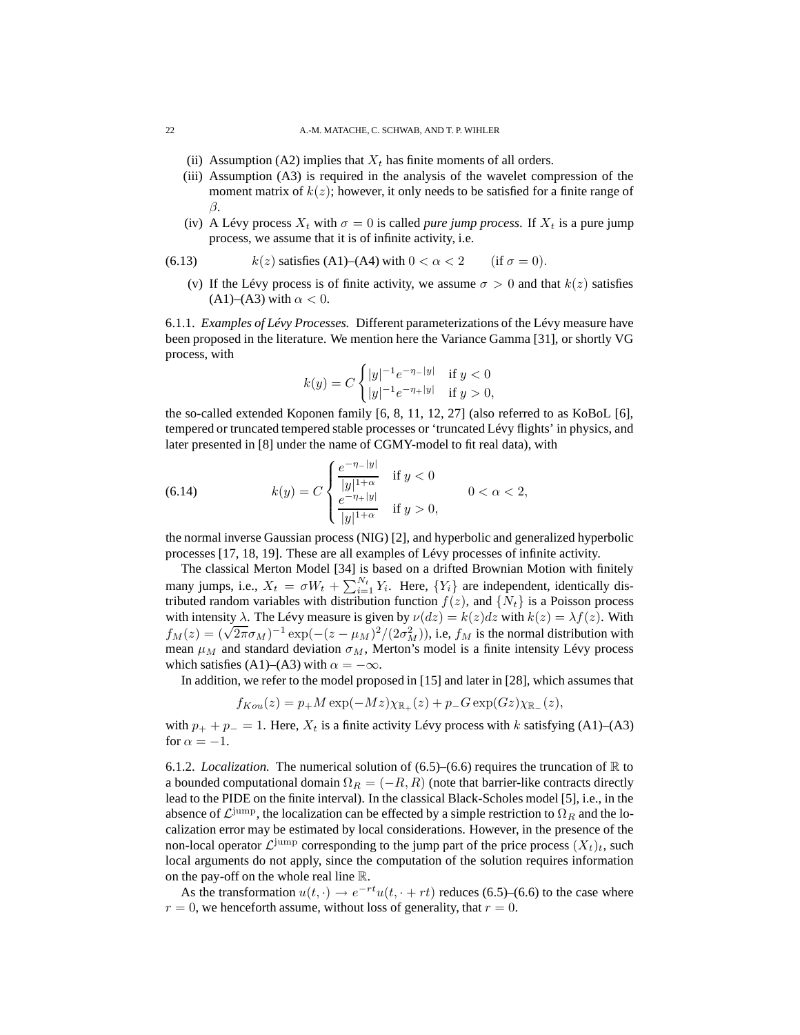(ii) Assumption (A2) implies that $X_t$ has finite moments of all orders.

(iii) Assumption (A3) is required in the analysis of the wavelet compression of the moment matrix of $k(z)$; however, it only needs to be satisfied for a finite range of $\beta$.

(iv) A Lévy process $X_t$ with $\sigma = 0$ is called *pure jump process*. If $X_t$ is a pure jump process, we assume that it is of infinite activity, i.e.

$$k(z) \text{ satisfies (A1)–(A4) with } 0 < \alpha < 2 \qquad (\text{if } \sigma = 0). \tag{6.13}$$

(v) If the Lévy process is of finite activity, we assume $\sigma > 0$ and that $k(z)$ satisfies (A1)–(A3) with $\alpha < 0$.

6.1.1. *Examples of Lévy Processes.* Different parameterizations of the Lévy measure have been proposed in the literature. We mention here the Variance Gamma [31], or shortly VG process, with

$$k(y) = C \begin{cases} |y|^{-1} e^{-\eta_- |y|} & \text{if } y < 0 \\ |y|^{-1} e^{-\eta_+ |y|} & \text{if } y > 0, \end{cases}$$

the so-called extended Koponen family [6, 8, 11, 12, 27] (also referred to as KoBoL [6], tempered or truncated tempered stable processes or 'truncated Lévy flights' in physics, and later presented in [8] under the name of CGMY-model to fit real data), with

$$k(y) = C \begin{cases} \dfrac{e^{-\eta_- |y|}}{|y|^{1+\alpha}} & \text{if } y < 0 \\ \dfrac{e^{-\eta_+ |y|}}{|y|^{1+\alpha}} & \text{if } y > 0, \end{cases} \qquad 0 < \alpha < 2, \tag{6.14}$$

the normal inverse Gaussian process (NIG) [2], and hyperbolic and generalized hyperbolic processes [17, 18, 19]. These are all examples of Lévy processes of infinite activity.

The classical Merton Model [34] is based on a drifted Brownian Motion with finitely many jumps, i.e., $X_t = \sigma W_t + \sum_{i=1}^{N_t} Y_i$. Here, $\{Y_i\}$ are independent, identically distributed random variables with distribution function $f(z)$, and $\{N_t\}$ is a Poisson process with intensity $\lambda$. The Lévy measure is given by $\nu(dz) = k(z)dz$ with $k(z) = \lambda f(z)$. With $f_M(z) = (\sqrt{2\pi}\sigma_M)^{-1} \exp(-(z - \mu_M)^2/(2\sigma_M^2))$, i.e, $f_M$ is the normal distribution with mean $\mu_M$ and standard deviation $\sigma_M$, Merton's model is a finite intensity Lévy process which satisfies (A1)–(A3) with $\alpha = -\infty$.

In addition, we refer to the model proposed in [15] and later in [28], which assumes that

$$f_{Kou}(z) = p_+ M \exp(-Mz)\chi_{\mathbb{R}_+}(z) + p_- G \exp(Gz)\chi_{\mathbb{R}_-}(z),$$

with $p_+ + p_- = 1$. Here, $X_t$ is a finite activity Lévy process with $k$ satisfying (A1)–(A3) for $\alpha = -1$.

6.1.2. *Localization.* The numerical solution of (6.5)–(6.6) requires the truncation of $\mathbb{R}$ to a bounded computational domain $\Omega_R = (-R, R)$ (note that barrier-like contracts directly lead to the PIDE on the finite interval). In the classical Black-Scholes model [5], i.e., in the absence of $\mathcal{L}^{\text{jump}}$, the localization can be effected by a simple restriction to $\Omega_R$ and the localization error may be estimated by local considerations. However, in the presence of the non-local operator $\mathcal{L}^{\text{jump}}$ corresponding to the jump part of the price process $(X_t)_t$, such local arguments do not apply, since the computation of the solution requires information on the pay-off on the whole real line $\mathbb{R}$.

As the transformation $u(t, \cdot) \to e^{-rt} u(t, \cdot + rt)$ reduces (6.5)–(6.6) to the case where $r = 0$, we henceforth assume, without loss of generality, that $r = 0$.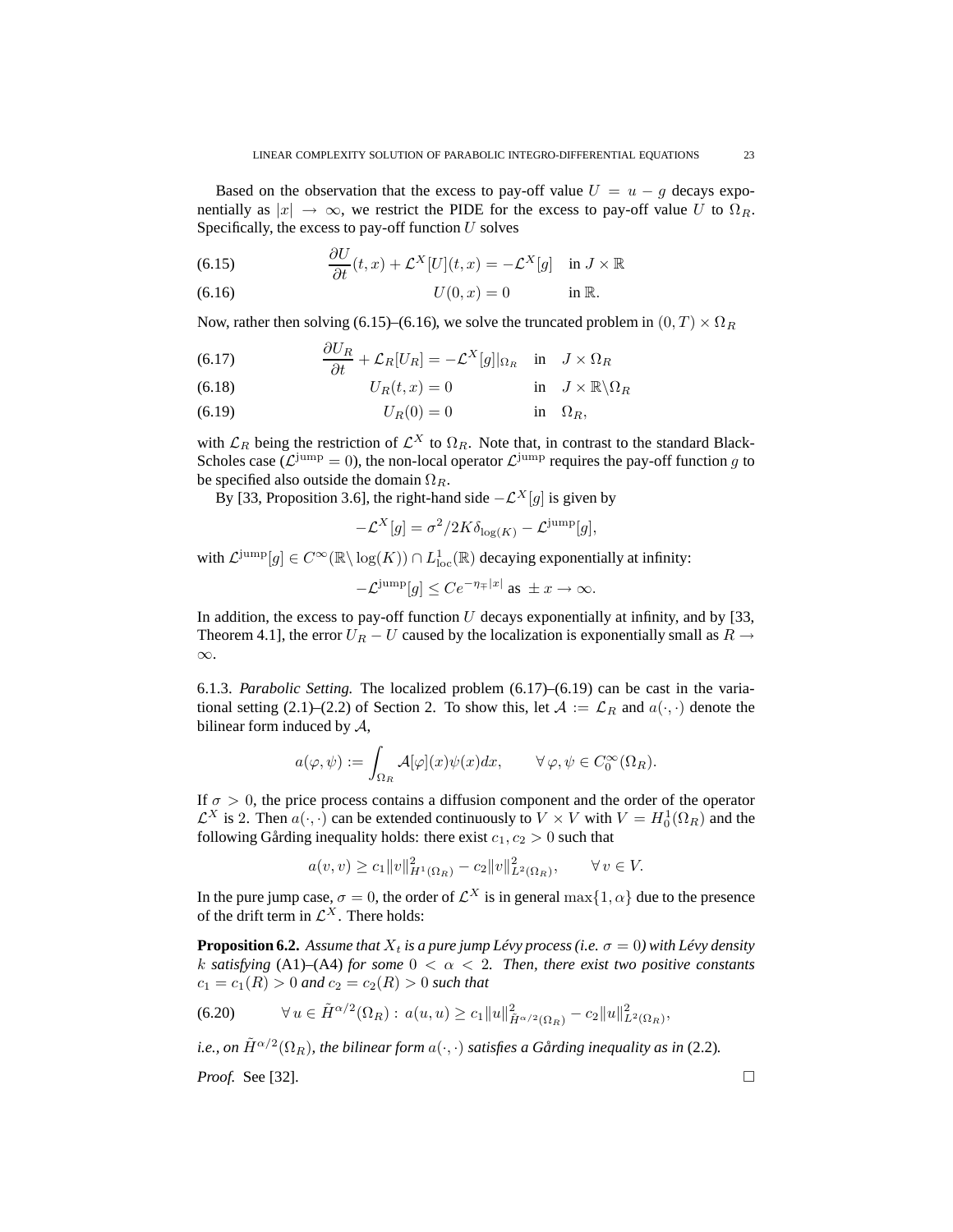Based on the observation that the excess to pay-off value $U = u - g$ decays exponentially as $|x| \to \infty$, we restrict the PIDE for the excess to pay-off value $U$ to $\Omega_R$. Specifically, the excess to pay-off function $U$ solves

$$\frac{\partial U}{\partial t}(t,x) + \mathcal{L}^X[U](t,x) = -\mathcal{L}^X[g] \quad \text{in } J \times \mathbb{R} \tag{6.15}$$

$$U(0,x) = 0 \qquad \text{in } \mathbb{R}. \tag{6.16}$$

Now, rather then solving (6.15)–(6.16), we solve the truncated problem in $(0,T) \times \Omega_R$

$$\frac{\partial U_R}{\partial t} + \mathcal{L}_R[U_R] = -\mathcal{L}^X[g]|_{\Omega_R} \quad \text{in} \quad J \times \Omega_R \tag{6.17}$$

$$U_R(t,x) = 0 \qquad \text{in} \quad J \times \mathbb{R}\backslash\Omega_R \tag{6.18}$$

$$U_R(0) = 0 \qquad \text{in} \quad \Omega_R, \tag{6.19}$$

with $\mathcal{L}_R$ being the restriction of $\mathcal{L}^X$ to $\Omega_R$. Note that, in contrast to the standard Black-Scholes case ($\mathcal{L}^{\text{jump}} = 0$), the non-local operator $\mathcal{L}^{\text{jump}}$ requires the pay-off function $g$ to be specified also outside the domain $\Omega_R$.

By [33, Proposition 3.6], the right-hand side $-\mathcal{L}^X[g]$ is given by

$$-\mathcal{L}^X[g] = \sigma^2/2K\delta_{\log(K)} - \mathcal{L}^{\text{jump}}[g],$$

with $\mathcal{L}^{\text{jump}}[g] \in C^\infty(\mathbb{R}\backslash\log(K)) \cap L^1_{\text{loc}}(\mathbb{R})$ decaying exponentially at infinity:

$$-\mathcal{L}^{\text{jump}}[g] \le Ce^{-\eta_\mp|x|} \text{ as } \pm x \to \infty.$$

In addition, the excess to pay-off function $U$ decays exponentially at infinity, and by [33, Theorem 4.1], the error $U_R - U$ caused by the localization is exponentially small as $R \to \infty$.

6.1.3. *Parabolic Setting.* The localized problem (6.17)–(6.19) can be cast in the variational setting (2.1)–(2.2) of Section 2. To show this, let $\mathcal{A} := \mathcal{L}_R$ and $a(\cdot,\cdot)$ denote the bilinear form induced by $\mathcal{A}$,

$$a(\varphi,\psi) := \int_{\Omega_R} \mathcal{A}[\varphi](x)\psi(x)dx, \qquad \forall\, \varphi,\psi \in C_0^\infty(\Omega_R).$$

If $\sigma > 0$, the price process contains a diffusion component and the order of the operator $\mathcal{L}^X$ is 2. Then $a(\cdot,\cdot)$ can be extended continuously to $V \times V$ with $V = H_0^1(\Omega_R)$ and the following Gårding inequality holds: there exist $c_1, c_2 > 0$ such that

$$a(v,v) \ge c_1\|v\|^2_{H^1(\Omega_R)} - c_2\|v\|^2_{L^2(\Omega_R)}, \qquad \forall\, v \in V.$$

In the pure jump case, $\sigma = 0$, the order of $\mathcal{L}^X$ is in general $\max\{1,\alpha\}$ due to the presence of the drift term in $\mathcal{L}^X$. There holds:

**Proposition 6.2.** *Assume that $X_t$ is a pure jump Lévy process (i.e. $\sigma = 0$) with Lévy density $k$ satisfying* (A1)–(A4) *for some $0 < \alpha < 2$. Then, there exist two positive constants $c_1 = c_1(R) > 0$ and $c_2 = c_2(R) > 0$ such that*

$$\forall\, u \in \tilde{H}^{\alpha/2}(\Omega_R):\; a(u,u) \ge c_1\|u\|^2_{\tilde{H}^{\alpha/2}(\Omega_R)} - c_2\|u\|^2_{L^2(\Omega_R)}, \tag{6.20}$$

*i.e., on $\tilde{H}^{\alpha/2}(\Omega_R)$, the bilinear form $a(\cdot,\cdot)$ satisfies a Gårding inequality as in* (2.2)*.*

*Proof.* See [32]. □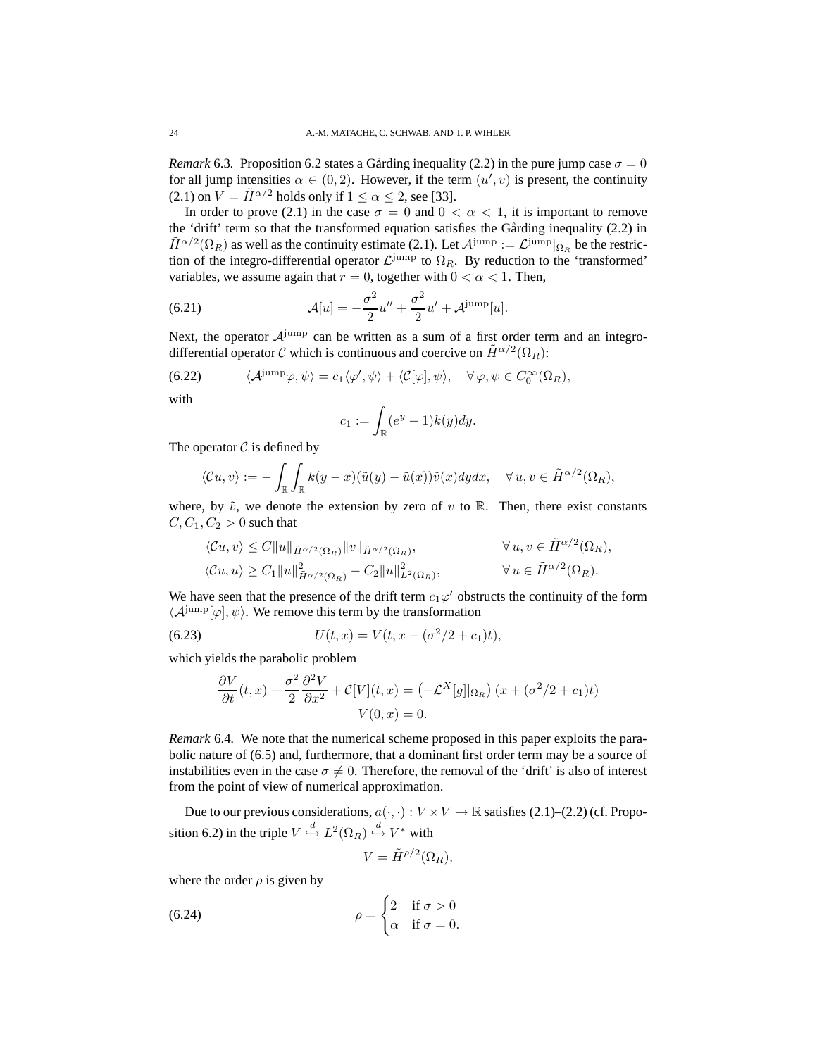*Remark* 6.3. Proposition 6.2 states a Gårding inequality (2.2) in the pure jump case $\sigma = 0$ for all jump intensities $\alpha \in (0, 2)$. However, if the term $(u', v)$ is present, the continuity (2.1) on $V = \tilde{H}^{\alpha/2}$ holds only if $1 \leq \alpha \leq 2$, see [33].

In order to prove (2.1) in the case $\sigma = 0$ and $0 < \alpha < 1$, it is important to remove the 'drift' term so that the transformed equation satisfies the Gårding inequality (2.2) in $\tilde{H}^{\alpha/2}(\Omega_R)$ as well as the continuity estimate (2.1). Let $\mathcal{A}^{\text{jump}} := \mathcal{L}^{\text{jump}}|_{\Omega_R}$ be the restriction of the integro-differential operator $\mathcal{L}^{\text{jump}}$ to $\Omega_R$. By reduction to the 'transformed' variables, we assume again that $r = 0$, together with $0 < \alpha < 1$. Then,

$$\mathcal{A}[u] = -\frac{\sigma^2}{2}u'' + \frac{\sigma^2}{2}u' + \mathcal{A}^{\text{jump}}[u]. \tag{6.21}$$

Next, the operator $\mathcal{A}^{\text{jump}}$ can be written as a sum of a first order term and an integro-differential operator $\mathcal{C}$ which is continuous and coercive on $\tilde{H}^{\alpha/2}(\Omega_R)$:

$$\langle \mathcal{A}^{\text{jump}}\varphi, \psi\rangle = c_1\langle \varphi', \psi\rangle + \langle \mathcal{C}[\varphi], \psi\rangle, \quad \forall\, \varphi, \psi \in C_0^\infty(\Omega_R), \tag{6.22}$$

with

$$c_1 := \int_{\mathbb{R}} (e^y - 1)k(y)dy.$$

The operator $\mathcal{C}$ is defined by

$$\langle \mathcal{C}u, v\rangle := -\int_{\mathbb{R}}\int_{\mathbb{R}} k(y-x)(\tilde{u}(y) - \tilde{u}(x))\tilde{v}(x)dydx, \quad \forall\, u, v \in \tilde{H}^{\alpha/2}(\Omega_R),$$

where, by $\tilde{v}$, we denote the extension by zero of $v$ to $\mathbb{R}$. Then, there exist constants $C, C_1, C_2 > 0$ such that

$$\begin{aligned}
&\langle \mathcal{C}u, v\rangle \leq C\|u\|_{\tilde{H}^{\alpha/2}(\Omega_R)}\|v\|_{\tilde{H}^{\alpha/2}(\Omega_R)}, && \forall\, u, v \in \tilde{H}^{\alpha/2}(\Omega_R),\\
&\langle \mathcal{C}u, u\rangle \geq C_1\|u\|^2_{\tilde{H}^{\alpha/2}(\Omega_R)} - C_2\|u\|^2_{L^2(\Omega_R)}, && \forall\, u \in \tilde{H}^{\alpha/2}(\Omega_R).
\end{aligned}$$

We have seen that the presence of the drift term $c_1\varphi'$ obstructs the continuity of the form $\langle \mathcal{A}^{\text{jump}}[\varphi], \psi\rangle$. We remove this term by the transformation

$$U(t, x) = V(t, x - (\sigma^2/2 + c_1)t), \tag{6.23}$$

which yields the parabolic problem

$$\begin{aligned}
\frac{\partial V}{\partial t}(t, x) - \frac{\sigma^2}{2}\frac{\partial^2 V}{\partial x^2} + \mathcal{C}[V](t, x) &= \left(-\mathcal{L}^X[g]|_{\Omega_R}\right)(x + (\sigma^2/2 + c_1)t)\\
V(0, x) &= 0.
\end{aligned}$$

*Remark* 6.4. We note that the numerical scheme proposed in this paper exploits the parabolic nature of (6.5) and, furthermore, that a dominant first order term may be a source of instabilities even in the case $\sigma \neq 0$. Therefore, the removal of the 'drift' is also of interest from the point of view of numerical approximation.

Due to our previous considerations, $a(\cdot, \cdot) : V \times V \to \mathbb{R}$ satisfies (2.1)–(2.2) (cf. Proposition 6.2) in the triple $V \overset{d}{\hookrightarrow} L^2(\Omega_R) \overset{d}{\hookrightarrow} V^*$ with

$$V = \tilde{H}^{\rho/2}(\Omega_R),$$

where the order $\rho$ is given by

$$\rho = \begin{cases} 2 & \text{if } \sigma > 0 \\ \alpha & \text{if } \sigma = 0. \end{cases} \tag{6.24}$$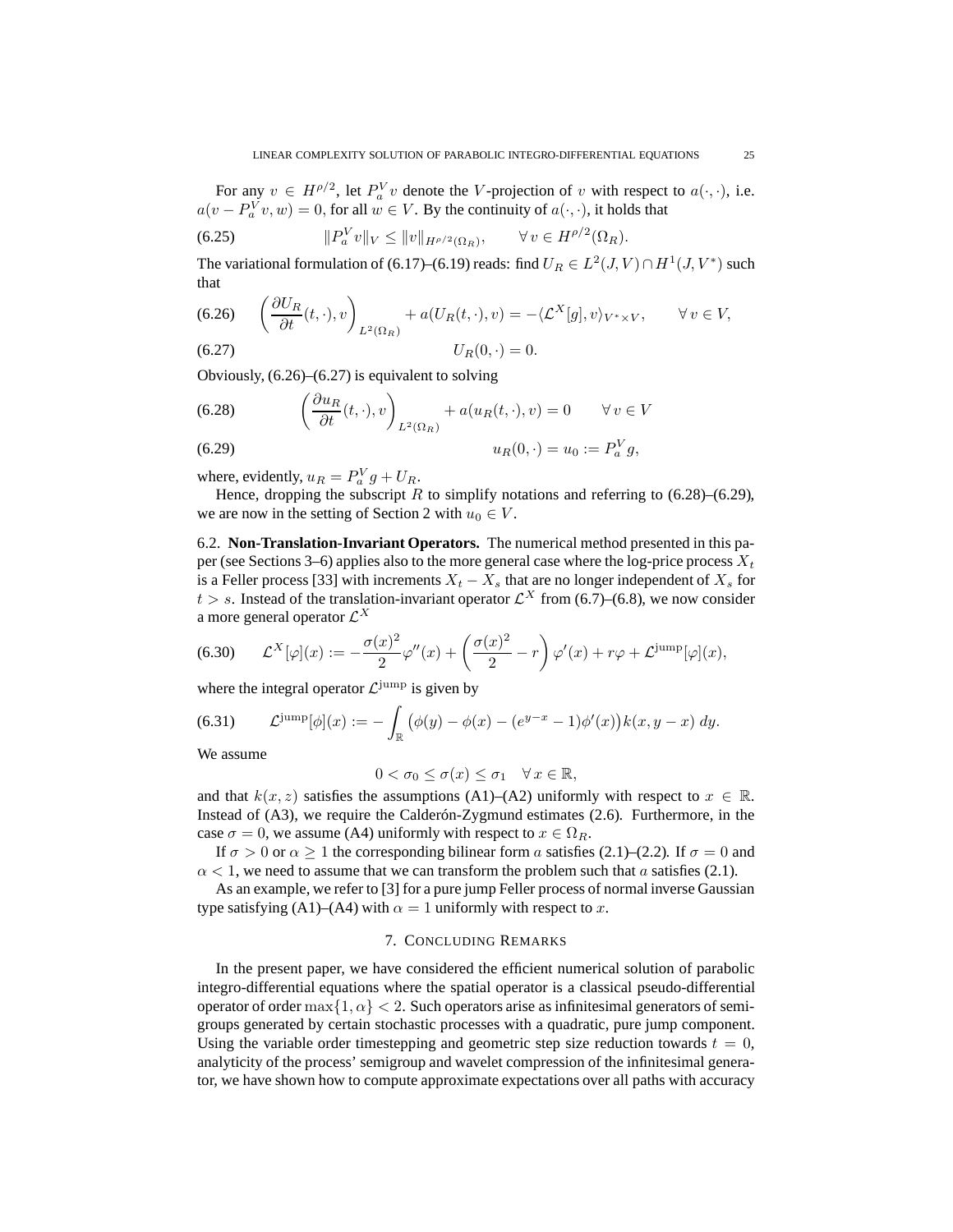For any $v \in H^{\rho/2}$, let $P_a^V v$ denote the $V$-projection of $v$ with respect to $a(\cdot,\cdot)$, i.e. $a(v - P_a^V v, w) = 0$, for all $w \in V$. By the continuity of $a(\cdot,\cdot)$, it holds that

$$\|P_a^V v\|_V \leq \|v\|_{H^{\rho/2}(\Omega_R)}, \qquad \forall\, v \in H^{\rho/2}(\Omega_R). \tag{6.25}$$

The variational formulation of (6.17)–(6.19) reads: find $U_R \in L^2(J,V) \cap H^1(J,V^*)$ such that

$$\left(\frac{\partial U_R}{\partial t}(t,\cdot), v\right)_{L^2(\Omega_R)} + a(U_R(t,\cdot), v) = -\langle \mathcal{L}^X[g], v\rangle_{V^* \times V}, \qquad \forall\, v \in V, \tag{6.26}$$

$$U_R(0,\cdot) = 0. \tag{6.27}$$

Obviously, (6.26)–(6.27) is equivalent to solving

$$\left(\frac{\partial u_R}{\partial t}(t,\cdot), v\right)_{L^2(\Omega_R)} + a(u_R(t,\cdot), v) = 0 \qquad \forall\, v \in V \tag{6.28}$$

$$u_R(0,\cdot) = u_0 := P_a^V g, \tag{6.29}$$

where, evidently, $u_R = P_a^V g + U_R$.

Hence, dropping the subscript $R$ to simplify notations and referring to (6.28)–(6.29), we are now in the setting of Section 2 with $u_0 \in V$.

6.2. **Non-Translation-Invariant Operators.** The numerical method presented in this paper (see Sections 3–6) applies also to the more general case where the log-price process $X_t$ is a Feller process [33] with increments $X_t - X_s$ that are no longer independent of $X_s$ for $t > s$. Instead of the translation-invariant operator $\mathcal{L}^X$ from (6.7)–(6.8), we now consider a more general operator $\mathcal{L}^X$

$$\mathcal{L}^X[\varphi](x) := -\frac{\sigma(x)^2}{2}\varphi''(x) + \left(\frac{\sigma(x)^2}{2} - r\right)\varphi'(x) + r\varphi + \mathcal{L}^{\text{jump}}[\varphi](x), \tag{6.30}$$

where the integral operator $\mathcal{L}^{\text{jump}}$ is given by

$$\mathcal{L}^{\text{jump}}[\phi](x) := -\int_{\mathbb{R}} \big(\phi(y) - \phi(x) - (e^{y-x} - 1)\phi'(x)\big) k(x, y-x)\, dy. \tag{6.31}$$

We assume

$$0 < \sigma_0 \leq \sigma(x) \leq \sigma_1 \quad \forall\, x \in \mathbb{R},$$

and that $k(x,z)$ satisfies the assumptions (A1)–(A2) uniformly with respect to $x \in \mathbb{R}$. Instead of (A3), we require the Calderón-Zygmund estimates (2.6). Furthermore, in the case $\sigma = 0$, we assume (A4) uniformly with respect to $x \in \Omega_R$.

If $\sigma > 0$ or $\alpha \geq 1$ the corresponding bilinear form $a$ satisfies (2.1)–(2.2). If $\sigma = 0$ and $\alpha < 1$, we need to assume that we can transform the problem such that $a$ satisfies (2.1).

As an example, we refer to [3] for a pure jump Feller process of normal inverse Gaussian type satisfying (A1)–(A4) with $\alpha = 1$ uniformly with respect to $x$.

## 7. Concluding Remarks

In the present paper, we have considered the efficient numerical solution of parabolic integro-differential equations where the spatial operator is a classical pseudo-differential operator of order $\max\{1, \alpha\} < 2$. Such operators arise as infinitesimal generators of semigroups generated by certain stochastic processes with a quadratic, pure jump component. Using the variable order timestepping and geometric step size reduction towards $t = 0$, analyticity of the process' semigroup and wavelet compression of the infinitesimal generator, we have shown how to compute approximate expectations over all paths with accuracy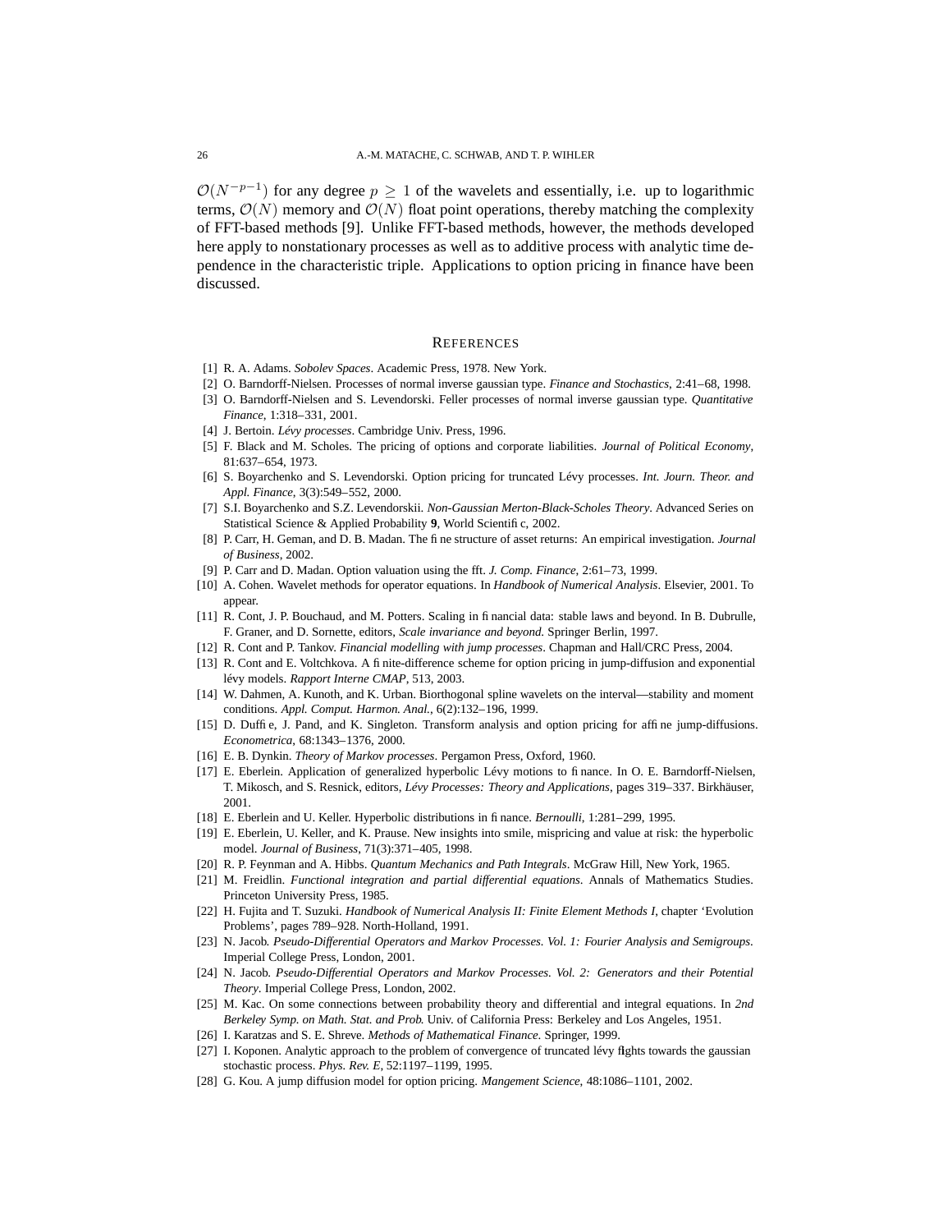$\mathcal{O}(N^{-p-1})$ for any degree $p \geq 1$ of the wavelets and essentially, i.e. up to logarithmic terms, $\mathcal{O}(N)$ memory and $\mathcal{O}(N)$ float point operations, thereby matching the complexity of FFT-based methods [9]. Unlike FFT-based methods, however, the methods developed here apply to nonstationary processes as well as to additive process with analytic time dependence in the characteristic triple. Applications to option pricing in finance have been discussed.

## REFERENCES

[1] R. A. Adams. *Sobolev Spaces*. Academic Press, 1978. New York.

[2] O. Barndorff-Nielsen. Processes of normal inverse gaussian type. *Finance and Stochastics*, 2:41–68, 1998.

[3] O. Barndorff-Nielsen and S. Levendorski. Feller processes of normal inverse gaussian type. *Quantitative Finance*, 1:318–331, 2001.

[4] J. Bertoin. *Lévy processes*. Cambridge Univ. Press, 1996.

[5] F. Black and M. Scholes. The pricing of options and corporate liabilities. *Journal of Political Economy*, 81:637–654, 1973.

[6] S. Boyarchenko and S. Levendorski. Option pricing for truncated Lévy processes. *Int. Journ. Theor. and Appl. Finance*, 3(3):549–552, 2000.

[7] S.I. Boyarchenko and S.Z. Levendorskii. *Non-Gaussian Merton-Black-Scholes Theory*. Advanced Series on Statistical Science & Applied Probability **9**, World Scientific, 2002.

[8] P. Carr, H. Geman, and D. B. Madan. The fine structure of asset returns: An empirical investigation. *Journal of Business*, 2002.

[9] P. Carr and D. Madan. Option valuation using the fft. *J. Comp. Finance*, 2:61–73, 1999.

[10] A. Cohen. Wavelet methods for operator equations. In *Handbook of Numerical Analysis*. Elsevier, 2001. To appear.

[11] R. Cont, J. P. Bouchaud, and M. Potters. Scaling in financial data: stable laws and beyond. In B. Dubrulle, F. Graner, and D. Sornette, editors, *Scale invariance and beyond*. Springer Berlin, 1997.

[12] R. Cont and P. Tankov. *Financial modelling with jump processes*. Chapman and Hall/CRC Press, 2004.

[13] R. Cont and E. Voltchkova. A finite-difference scheme for option pricing in jump-diffusion and exponential lévy models. *Rapport Interne CMAP*, 513, 2003.

[14] W. Dahmen, A. Kunoth, and K. Urban. Biorthogonal spline wavelets on the interval—stability and moment conditions. *Appl. Comput. Harmon. Anal.*, 6(2):132–196, 1999.

[15] D. Duffie, J. Pand, and K. Singleton. Transform analysis and option pricing for affine jump-diffusions. *Econometrica*, 68:1343–1376, 2000.

[16] E. B. Dynkin. *Theory of Markov processes*. Pergamon Press, Oxford, 1960.

[17] E. Eberlein. Application of generalized hyperbolic Lévy motions to finance. In O. E. Barndorff-Nielsen, T. Mikosch, and S. Resnick, editors, *Lévy Processes: Theory and Applications*, pages 319–337. Birkhäuser, 2001.

[18] E. Eberlein and U. Keller. Hyperbolic distributions in finance. *Bernoulli*, 1:281–299, 1995.

[19] E. Eberlein, U. Keller, and K. Prause. New insights into smile, mispricing and value at risk: the hyperbolic model. *Journal of Business*, 71(3):371–405, 1998.

[20] R. P. Feynman and A. Hibbs. *Quantum Mechanics and Path Integrals*. McGraw Hill, New York, 1965.

[21] M. Freidlin. *Functional integration and partial differential equations*. Annals of Mathematics Studies. Princeton University Press, 1985.

[22] H. Fujita and T. Suzuki. *Handbook of Numerical Analysis II: Finite Element Methods I*, chapter 'Evolution Problems', pages 789–928. North-Holland, 1991.

[23] N. Jacob. *Pseudo-Differential Operators and Markov Processes. Vol. 1: Fourier Analysis and Semigroups*. Imperial College Press, London, 2001.

[24] N. Jacob. *Pseudo-Differential Operators and Markov Processes. Vol. 2: Generators and their Potential Theory*. Imperial College Press, London, 2002.

[25] M. Kac. On some connections between probability theory and differential and integral equations. In *2nd Berkeley Symp. on Math. Stat. and Prob.* Univ. of California Press: Berkeley and Los Angeles, 1951.

[26] I. Karatzas and S. E. Shreve. *Methods of Mathematical Finance*. Springer, 1999.

[27] I. Koponen. Analytic approach to the problem of convergence of truncated lévy flights towards the gaussian stochastic process. *Phys. Rev. E*, 52:1197–1199, 1995.

[28] G. Kou. A jump diffusion model for option pricing. *Mangement Science*, 48:1086–1101, 2002.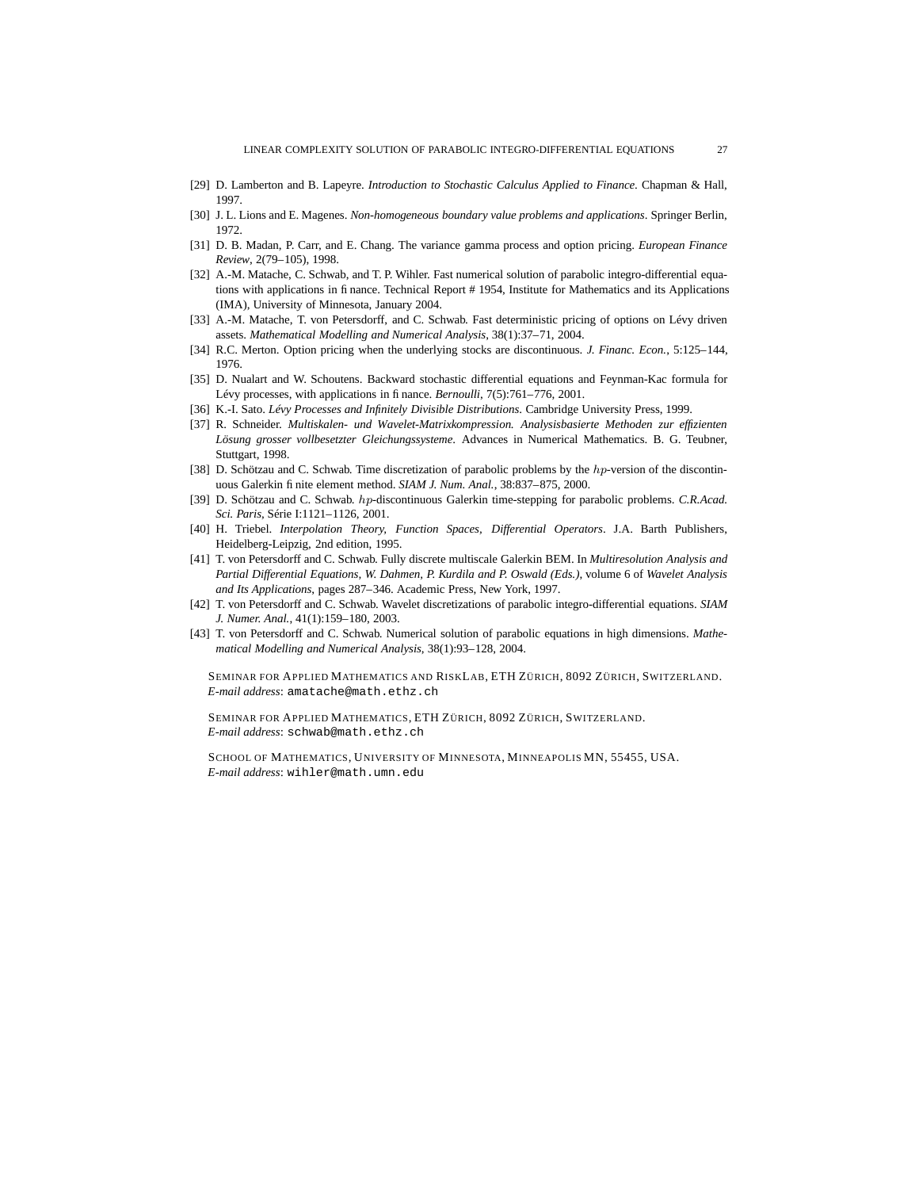[29] D. Lamberton and B. Lapeyre. *Introduction to Stochastic Calculus Applied to Finance.* Chapman & Hall, 1997.

[30] J. L. Lions and E. Magenes. *Non-homogeneous boundary value problems and applications*. Springer Berlin, 1972.

[31] D. B. Madan, P. Carr, and E. Chang. The variance gamma process and option pricing. *European Finance Review*, 2(79–105), 1998.

[32] A.-M. Matache, C. Schwab, and T. P. Wihler. Fast numerical solution of parabolic integro-differential equations with applications in finance. Technical Report # 1954, Institute for Mathematics and its Applications (IMA), University of Minnesota, January 2004.

[33] A.-M. Matache, T. von Petersdorff, and C. Schwab. Fast deterministic pricing of options on Lévy driven assets. *Mathematical Modelling and Numerical Analysis*, 38(1):37–71, 2004.

[34] R.C. Merton. Option pricing when the underlying stocks are discontinuous. *J. Financ. Econ.*, 5:125–144, 1976.

[35] D. Nualart and W. Schoutens. Backward stochastic differential equations and Feynman-Kac formula for Lévy processes, with applications in finance. *Bernoulli*, 7(5):761–776, 2001.

[36] K.-I. Sato. *Lévy Processes and Infinitely Divisible Distributions.* Cambridge University Press, 1999.

[37] R. Schneider. *Multiskalen- und Wavelet-Matrixkompression. Analysisbasierte Methoden zur effizienten Lösung grosser vollbesetzter Gleichungssysteme.* Advances in Numerical Mathematics. B. G. Teubner, Stuttgart, 1998.

[38] D. Schötzau and C. Schwab. Time discretization of parabolic problems by the $hp$-version of the discontinuous Galerkin finite element method. *SIAM J. Num. Anal.*, 38:837–875, 2000.

[39] D. Schötzau and C. Schwab. $hp$-discontinuous Galerkin time-stepping for parabolic problems. *C.R.Acad. Sci. Paris*, Série I:1121–1126, 2001.

[40] H. Triebel. *Interpolation Theory, Function Spaces, Differential Operators*. J.A. Barth Publishers, Heidelberg-Leipzig, 2nd edition, 1995.

[41] T. von Petersdorff and C. Schwab. Fully discrete multiscale Galerkin BEM. In *Multiresolution Analysis and Partial Differential Equations, W. Dahmen, P. Kurdila and P. Oswald (Eds.)*, volume 6 of *Wavelet Analysis and Its Applications*, pages 287–346. Academic Press, New York, 1997.

[42] T. von Petersdorff and C. Schwab. Wavelet discretizations of parabolic integro-differential equations. *SIAM J. Numer. Anal.*, 41(1):159–180, 2003.

[43] T. von Petersdorff and C. Schwab. Numerical solution of parabolic equations in high dimensions. *Mathematical Modelling and Numerical Analysis*, 38(1):93–128, 2004.

SEMINAR FOR APPLIED MATHEMATICS AND RISKLAB, ETH ZÜRICH, 8092 ZÜRICH, SWITZERLAND.
*E-mail address*: amatache@math.ethz.ch

SEMINAR FOR APPLIED MATHEMATICS, ETH ZÜRICH, 8092 ZÜRICH, SWITZERLAND.
*E-mail address*: schwab@math.ethz.ch

SCHOOL OF MATHEMATICS, UNIVERSITY OF MINNESOTA, MINNEAPOLIS MN, 55455, USA.
*E-mail address*: wihler@math.umn.edu